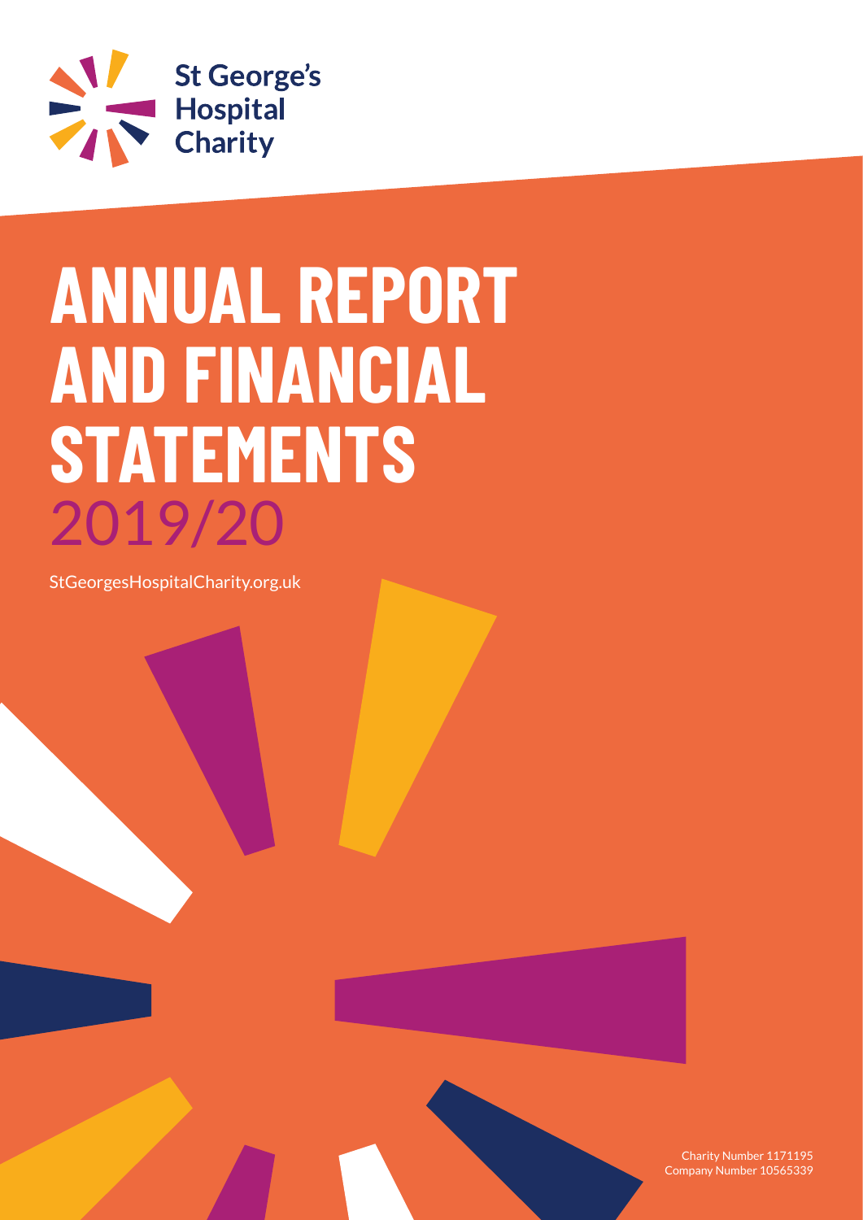St George's Hospital Charity

# ANNUAL REPORT AND FINANCIAL STATEMENTS 2019/20

StGeorgesHospitalCharity.org.uk

Charity Number 1171195
Company Number 10565339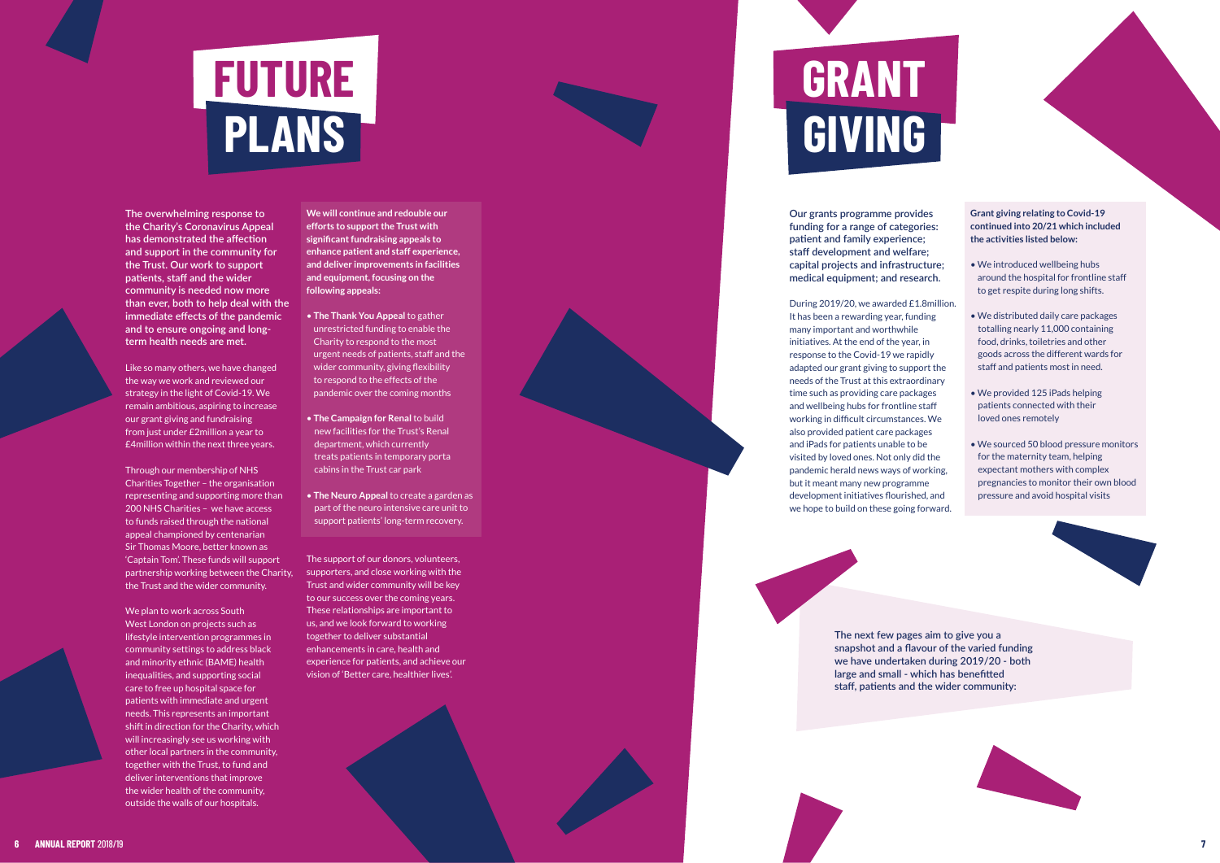# FUTURE PLANS

**The overwhelming response to the Charity's Coronavirus Appeal has demonstrated the affection and support in the community for the Trust. Our work to support patients, staff and the wider community is needed now more than ever, both to help deal with the immediate effects of the pandemic and to ensure ongoing and long-term health needs are met.**

Like so many others, we have changed the way we work and reviewed our strategy in the light of Covid-19. We remain ambitious, aspiring to increase our grant giving and fundraising from just under £2million a year to £4million within the next three years.

Through our membership of NHS Charities Together – the organisation representing and supporting more than 200 NHS Charities – we have access to funds raised through the national appeal championed by centenarian Sir Thomas Moore, better known as 'Captain Tom'. These funds will support partnership working between the Charity, the Trust and the wider community.

We plan to work across South West London on projects such as lifestyle intervention programmes in community settings to address black and minority ethnic (BAME) health inequalities, and supporting social care to free up hospital space for patients with immediate and urgent needs. This represents an important shift in direction for the Charity, which will increasingly see us working with other local partners in the community, together with the Trust, to fund and deliver interventions that improve the wider health of the community, outside the walls of our hospitals.

**We will continue and redouble our efforts to support the Trust with significant fundraising appeals to enhance patient and staff experience, and deliver improvements in facilities and equipment, focusing on the following appeals:**

- **The Thank You Appeal** to gather unrestricted funding to enable the Charity to respond to the most urgent needs of patients, staff and the wider community, giving flexibility to respond to the effects of the pandemic over the coming months
- **The Campaign for Renal** to build new facilities for the Trust's Renal department, which currently treats patients in temporary porta cabins in the Trust car park
- **The Neuro Appeal** to create a garden as part of the neuro intensive care unit to support patients' long-term recovery.

The support of our donors, volunteers, supporters, and close working with the Trust and wider community will be key to our success over the coming years. These relationships are important to us, and we look forward to working together to deliver substantial enhancements in care, health and experience for patients, and achieve our vision of 'Better care, healthier lives'.

# GRANT GIVING

**Our grants programme provides funding for a range of categories: patient and family experience; staff development and welfare; capital projects and infrastructure; medical equipment; and research.**

During 2019/20, we awarded £1.8million. It has been a rewarding year, funding many important and worthwhile initiatives. At the end of the year, in response to the Covid-19 we rapidly adapted our grant giving to support the needs of the Trust at this extraordinary time such as providing care packages and wellbeing hubs for frontline staff working in difficult circumstances. We also provided patient care packages and iPads for patients unable to be visited by loved ones. Not only did the pandemic herald news ways of working, but it meant many new programme development initiatives flourished, and we hope to build on these going forward.

**Grant giving relating to Covid-19 continued into 20/21 which included the activities listed below:**

- We introduced wellbeing hubs around the hospital for frontline staff to get respite during long shifts.
- We distributed daily care packages totalling nearly 11,000 containing food, drinks, toiletries and other goods across the different wards for staff and patients most in need.
- We provided 125 iPads helping patients connected with their loved ones remotely
- We sourced 50 blood pressure monitors for the maternity team, helping expectant mothers with complex pregnancies to monitor their own blood pressure and avoid hospital visits

The next few pages aim to give you a snapshot and a flavour of the varied funding we have undertaken during 2019/20 - both large and small - which has benefitted staff, patients and the wider community: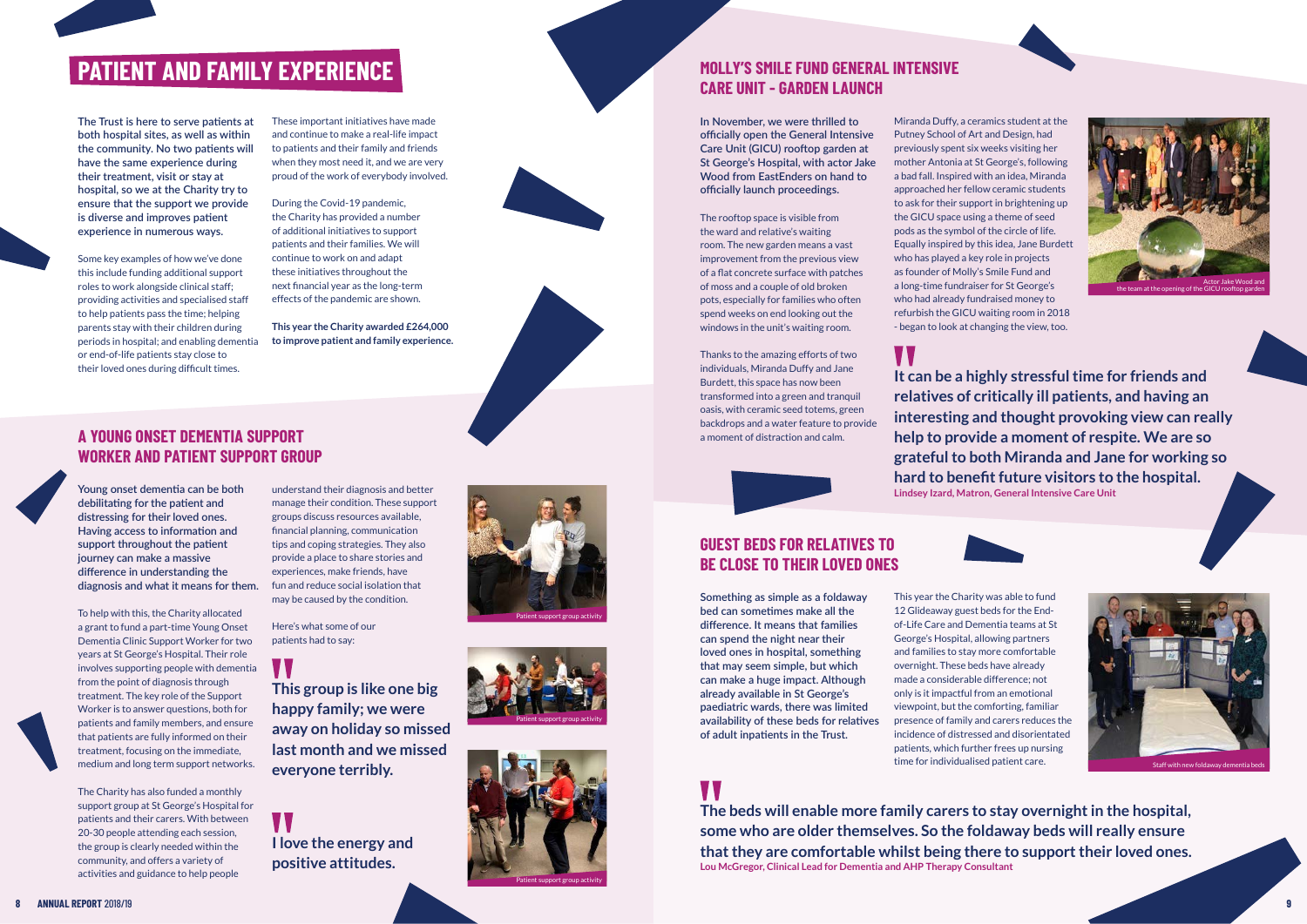# PATIENT AND FAMILY EXPERIENCE

**The Trust is here to serve patients at both hospital sites, as well as within the community. No two patients will have the same experience during their treatment, visit or stay at hospital, so we at the Charity try to ensure that the support we provide is diverse and improves patient experience in numerous ways.**

Some key examples of how we've done this include funding additional support roles to work alongside clinical staff; providing activities and specialised staff to help patients pass the time; helping parents stay with their children during periods in hospital; and enabling dementia or end-of-life patients stay close to their loved ones during difficult times.

These important initiatives have made and continue to make a real-life impact to patients and their family and friends when they most need it, and we are very proud of the work of everybody involved.

During the Covid-19 pandemic, the Charity has provided a number of additional initiatives to support patients and their families. We will continue to work on and adapt these initiatives throughout the next financial year as the long-term effects of the pandemic are shown.

**This year the Charity awarded £264,000 to improve patient and family experience.**

## A YOUNG ONSET DEMENTIA SUPPORT WORKER AND PATIENT SUPPORT GROUP

**Young onset dementia can be both debilitating for the patient and distressing for their loved ones. Having access to information and support throughout the patient journey can make a massive difference in understanding the diagnosis and what it means for them.**

To help with this, the Charity allocated a grant to fund a part-time Young Onset Dementia Clinic Support Worker for two years at St George's Hospital. Their role involves supporting people with dementia from the point of diagnosis through treatment. The key role of the Support Worker is to answer questions, both for patients and family members, and ensure that patients are fully informed on their treatment, focusing on the immediate, medium and long term support networks.

The Charity has also funded a monthly support group at St George's Hospital for patients and their carers. With between 20-30 people attending each session, the group is clearly needed within the community, and offers a variety of activities and guidance to help people understand their diagnosis and better manage their condition. These support groups discuss resources available, financial planning, communication tips and coping strategies. They also provide a place to share stories and experiences, make friends, have fun and reduce social isolation that may be caused by the condition.

Here's what some of our patients had to say:

> **This group is like one big happy family; we were away on holiday so missed last month and we missed everyone terribly.**

> **I love the energy and positive attitudes.**

Patient support group activity

Patient support group activity

Patient support group activity

## MOLLY'S SMILE FUND GENERAL INTENSIVE CARE UNIT - GARDEN LAUNCH

**In November, we were thrilled to officially open the General Intensive Care Unit (GICU) rooftop garden at St George's Hospital, with actor Jake Wood from EastEnders on hand to officially launch proceedings.**

The rooftop space is visible from the ward and relative's waiting room. The new garden means a vast improvement from the previous view of a flat concrete surface with patches of moss and a couple of old broken pots, especially for families who often spend weeks on end looking out the windows in the unit's waiting room.

Thanks to the amazing efforts of two individuals, Miranda Duffy and Jane Burdett, this space has now been transformed into a green and tranquil oasis, with ceramic seed totems, green backdrops and a water feature to provide a moment of distraction and calm.

Miranda Duffy, a ceramics student at the Putney School of Art and Design, had previously spent six weeks visiting her mother Antonia at St George's, following a bad fall. Inspired with an idea, Miranda approached her fellow ceramic students to ask for their support in brightening up the GICU space using a theme of seed pods as the symbol of the circle of life. Equally inspired by this idea, Jane Burdett who has played a key role in projects as founder of Molly's Smile Fund and a long-time fundraiser for St George's who had already fundraised money to refurbish the GICU waiting room in 2018 - began to look at changing the view, too.

Actor Jake Wood and the team at the opening of the GICU rooftop garden

> **It can be a highly stressful time for friends and relatives of critically ill patients, and having an interesting and thought provoking view can really help to provide a moment of respite. We are so grateful to both Miranda and Jane for working so hard to benefit future visitors to the hospital.**
> **Lindsey Izard, Matron, General Intensive Care Unit**

## GUEST BEDS FOR RELATIVES TO BE CLOSE TO THEIR LOVED ONES

**Something as simple as a foldaway bed can sometimes make all the difference. It means that families can spend the night near their loved ones in hospital, something that may seem simple, but which can make a huge impact. Although already available in St George's paediatric wards, there was limited availability of these beds for relatives of adult inpatients in the Trust.**

This year the Charity was able to fund 12 Glideaway guest beds for the End-of-Life Care and Dementia teams at St George's Hospital, allowing partners and families to stay more comfortable overnight. These beds have already made a considerable difference; not only is it impactful from an emotional viewpoint, but the comforting, familiar presence of family and carers reduces the incidence of distressed and disorientated patients, which further frees up nursing time for individualised patient care.

Staff with new foldaway dementia beds

> **The beds will enable more family carers to stay overnight in the hospital, some who are older themselves. So the foldaway beds will really ensure that they are comfortable whilst being there to support their loved ones.**
> **Lou McGregor, Clinical Lead for Dementia and AHP Therapy Consultant**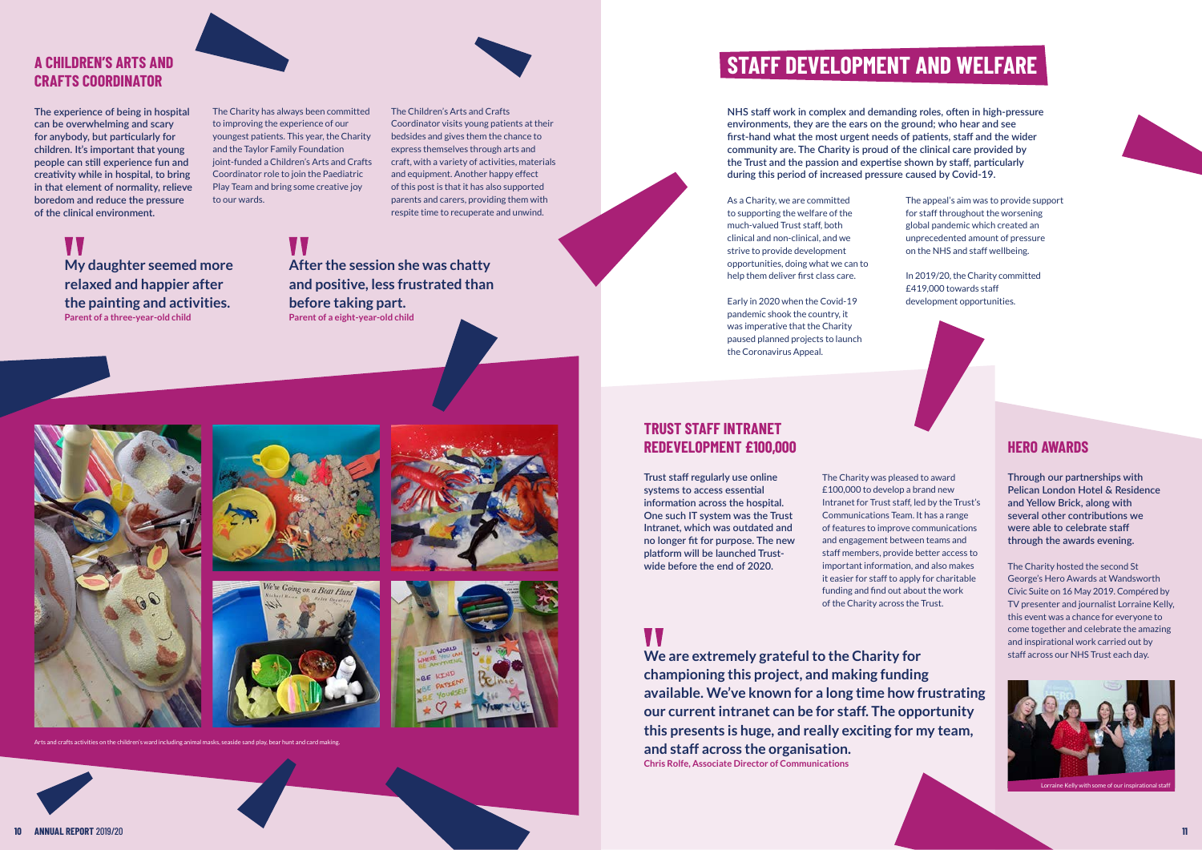## A CHILDREN'S ARTS AND CRAFTS COORDINATOR

**The experience of being in hospital can be overwhelming and scary for anybody, but particularly for children. It's important that young people can still experience fun and creativity while in hospital, to bring in that element of normality, relieve boredom and reduce the pressure of the clinical environment.**

The Charity has always been committed to improving the experience of our youngest patients. This year, the Charity and the Taylor Family Foundation joint-funded a Children's Arts and Crafts Coordinator role to join the Paediatric Play Team and bring some creative joy to our wards.

The Children's Arts and Crafts Coordinator visits young patients at their bedsides and gives them the chance to express themselves through arts and craft, with a variety of activities, materials and equipment. Another happy effect of this post is that it has also supported parents and carers, providing them with respite time to recuperate and unwind.

> **My daughter seemed more relaxed and happier after the painting and activities.**
> **Parent of a three-year-old child**

> **After the session she was chatty and positive, less frustrated than before taking part.**
> **Parent of a eight-year-old child**

Arts and crafts activities on the children's ward including animal masks, seaside sand play, bear hunt and card making.

# STAFF DEVELOPMENT AND WELFARE

**NHS staff work in complex and demanding roles, often in high-pressure environments, they are the ears on the ground; who hear and see first-hand what the most urgent needs of patients, staff and the wider community are. The Charity is proud of the clinical care provided by the Trust and the passion and expertise shown by staff, particularly during this period of increased pressure caused by Covid-19.**

As a Charity, we are committed to supporting the welfare of the much-valued Trust staff, both clinical and non-clinical, and we strive to provide development opportunities, doing what we can to help them deliver first class care.

Early in 2020 when the Covid-19 pandemic shook the country, it was imperative that the Charity paused planned projects to launch the Coronavirus Appeal.

The appeal's aim was to provide support for staff throughout the worsening global pandemic which created an unprecedented amount of pressure on the NHS and staff wellbeing.

In 2019/20, the Charity committed £419,000 towards staff development opportunities.

## TRUST STAFF INTRANET REDEVELOPMENT £100,000

**Trust staff regularly use online systems to access essential information across the hospital. One such IT system was the Trust Intranet, which was outdated and no longer fit for purpose. The new platform will be launched Trust-wide before the end of 2020.**

The Charity was pleased to award £100,000 to develop a brand new Intranet for Trust staff, led by the Trust's Communications Team. It has a range of features to improve communications and engagement between teams and staff members, provide better access to important information, and also makes it easier for staff to apply for charitable funding and find out about the work of the Charity across the Trust.

> **We are extremely grateful to the Charity for championing this project, and making funding available. We've known for a long time how frustrating our current intranet can be for staff. The opportunity this presents is huge, and really exciting for my team, and staff across the organisation.**
> **Chris Rolfe, Associate Director of Communications**

## HERO AWARDS

**Through our partnerships with Pelican London Hotel & Residence and Yellow Brick, along with several other contributions we were able to celebrate staff through the awards evening.**

The Charity hosted the second St George's Hero Awards at Wandsworth Civic Suite on 16 May 2019. Compéred by TV presenter and journalist Lorraine Kelly, this event was a chance for everyone to come together and celebrate the amazing and inspirational work carried out by staff across our NHS Trust each day.

Lorraine Kelly with some of our inspirational staff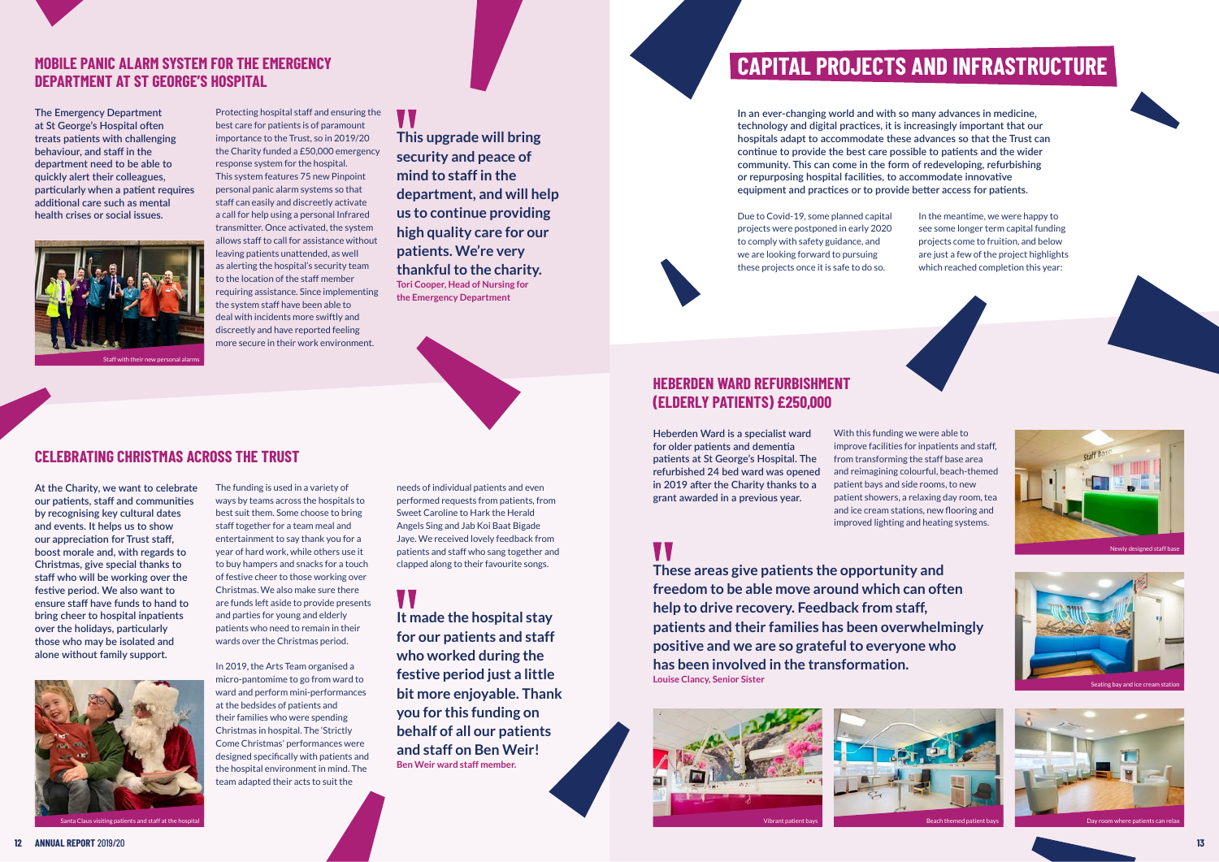## MOBILE PANIC ALARM SYSTEM FOR THE EMERGENCY DEPARTMENT AT ST GEORGE'S HOSPITAL

**The Emergency Department at St George's Hospital often treats patients with challenging behaviour, and staff in the department need to be able to quickly alert their colleagues, particularly when a patient requires additional care such as mental health crises or social issues.**

Staff with their new personal alarms

Protecting hospital staff and ensuring the best care for patients is of paramount importance to the Trust, so in 2019/20 the Charity funded a £50,000 emergency response system for the hospital. This system features 75 new Pinpoint personal panic alarm systems so that staff can easily and discreetly activate a call for help using a personal Infrared transmitter. Once activated, the system allows staff to call for assistance without leaving patients unattended, as well as alerting the hospital's security team to the location of the staff member requiring assistance. Since implementing the system staff have been able to deal with incidents more swiftly and discreetly and have reported feeling more secure in their work environment.

> **This upgrade will bring security and peace of mind to staff in the department, and will help us to continue providing high quality care for our patients. We're very thankful to the charity.**
> **Tori Cooper, Head of Nursing for the Emergency Department**

## CELEBRATING CHRISTMAS ACROSS THE TRUST

**At the Charity, we want to celebrate our patients, staff and communities by recognising key cultural dates and events. It helps us to show our appreciation for Trust staff, boost morale and, with regards to Christmas, give special thanks to staff who will be working over the festive period. We also want to ensure staff have funds to hand to bring cheer to hospital inpatients over the holidays, particularly those who may be isolated and alone without family support.**

Santa Claus visiting patients and staff at the hospital

The funding is used in a variety of ways by teams across the hospitals to best suit them. Some choose to bring staff together for a team meal and entertainment to say thank you for a year of hard work, while others use it to buy hampers and snacks for a touch of festive cheer to those working over Christmas. We also make sure there are funds left aside to provide presents and parties for young and elderly patients who need to remain in their wards over the Christmas period.

In 2019, the Arts Team organised a micro-pantomime to go from ward to ward and perform mini-performances at the bedsides of patients and their families who were spending Christmas in hospital. The 'Strictly Come Christmas' performances were designed specifically with patients and the hospital environment in mind. The team adapted their acts to suit the needs of individual patients and even performed requests from patients, from Sweet Caroline to Hark the Herald Angels Sing and Jab Koi Baat Bigade Jaye. We received lovely feedback from patients and staff who sang together and clapped along to their favourite songs.

> **It made the hospital stay for our patients and staff who worked during the festive period just a little bit more enjoyable. Thank you for this funding on behalf of all our patients and staff on Ben Weir!**
> **Ben Weir ward staff member.**

# CAPITAL PROJECTS AND INFRASTRUCTURE

**In an ever-changing world and with so many advances in medicine, technology and digital practices, it is increasingly important that our hospitals adapt to accommodate these advances so that the Trust can continue to provide the best care possible to patients and the wider community. This can come in the form of redeveloping, refurbishing or repurposing hospital facilities, to accommodate innovative equipment and practices or to provide better access for patients.**

Due to Covid-19, some planned capital projects were postponed in early 2020 to comply with safety guidance, and we are looking forward to pursuing these projects once it is safe to do so.

In the meantime, we were happy to see some longer term capital funding projects come to fruition, and below are just a few of the project highlights which reached completion this year:

## HEBERDEN WARD REFURBISHMENT (ELDERLY PATIENTS) £250,000

**Heberden Ward is a specialist ward for older patients and dementia patients at St George's Hospital. The refurbished 24 bed ward was opened in 2019 after the Charity thanks to a grant awarded in a previous year.**

With this funding we were able to improve facilities for inpatients and staff, from transforming the staff base area and reimagining colourful, beach-themed patient bays and side rooms, to new patient showers, a relaxing day room, tea and ice cream stations, new flooring and improved lighting and heating systems.

Newly designed staff base

> **These areas give patients the opportunity and freedom to be able move around which can often help to drive recovery. Feedback from staff, patients and their families has been overwhelmingly positive and we are so grateful to everyone who has been involved in the transformation.**
> **Louise Clancy, Senior Sister**

Seating bay and ice cream station

Vibrant patient bays

Beach themed patient bays

Day room where patients can relax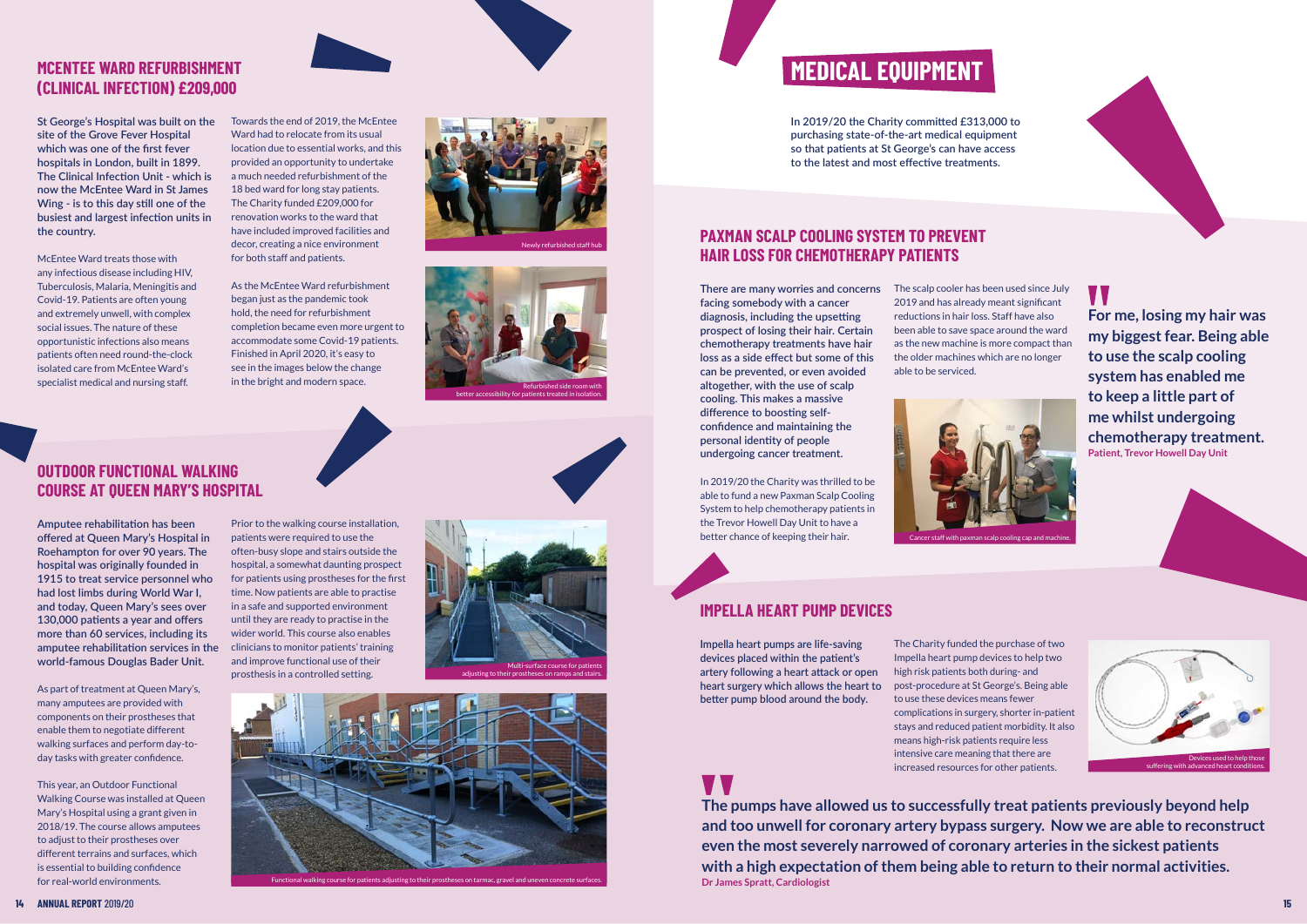## MCENTEE WARD REFURBISHMENT (CLINICAL INFECTION) £209,000

**St George's Hospital was built on the site of the Grove Fever Hospital which was one of the first fever hospitals in London, built in 1899. The Clinical Infection Unit - which is now the McEntee Ward in St James Wing - is to this day still one of the busiest and largest infection units in the country.**

McEntee Ward treats those with any infectious disease including HIV, Tuberculosis, Malaria, Meningitis and Covid-19. Patients are often young and extremely unwell, with complex social issues. The nature of these opportunistic infections also means patients often need round-the-clock isolated care from McEntee Ward's specialist medical and nursing staff.

Towards the end of 2019, the McEntee Ward had to relocate from its usual location due to essential works, and this provided an opportunity to undertake a much needed refurbishment of the 18 bed ward for long stay patients. The Charity funded £209,000 for renovation works to the ward that have included improved facilities and decor, creating a nice environment for both staff and patients.

As the McEntee Ward refurbishment began just as the pandemic took hold, the need for refurbishment completion became even more urgent to accommodate some Covid-19 patients. Finished in April 2020, it's easy to see in the images below the change in the bright and modern space.

Newly refurbished staff hub

Refurbished side room with better accessibility for patients treated in isolation.

## OUTDOOR FUNCTIONAL WALKING COURSE AT QUEEN MARY'S HOSPITAL

**Amputee rehabilitation has been offered at Queen Mary's Hospital in Roehampton for over 90 years. The hospital was originally founded in 1915 to treat service personnel who had lost limbs during World War I, and today, Queen Mary's sees over 130,000 patients a year and offers more than 60 services, including its amputee rehabilitation services in the world-famous Douglas Bader Unit.**

As part of treatment at Queen Mary's, many amputees are provided with components on their prostheses that enable them to negotiate different walking surfaces and perform day-to-day tasks with greater confidence.

This year, an Outdoor Functional Walking Course was installed at Queen Mary's Hospital using a grant given in 2018/19. The course allows amputees to adjust to their prostheses over different terrains and surfaces, which is essential to building confidence for real-world environments.

Prior to the walking course installation, patients were required to use the often-busy slope and stairs outside the hospital, a somewhat daunting prospect for patients using prostheses for the first time. Now patients are able to practise in a safe and supported environment until they are ready to practise in the wider world. This course also enables clinicians to monitor patients' training and improve functional use of their prosthesis in a controlled setting.

Multi-surface course for patients adjusting to their prostheses on ramps and stairs.

Functional walking course for patients adjusting to their prostheses on tarmac, gravel and uneven concrete surfaces.

# MEDICAL EQUIPMENT

In 2019/20 the Charity committed £313,000 to purchasing state-of-the-art medical equipment so that patients at St George's can have access to the latest and most effective treatments.

## PAXMAN SCALP COOLING SYSTEM TO PREVENT HAIR LOSS FOR CHEMOTHERAPY PATIENTS

**There are many worries and concerns facing somebody with a cancer diagnosis, including the upsetting prospect of losing their hair. Certain chemotherapy treatments have hair loss as a side effect but some of this can be prevented, or even avoided altogether, with the use of scalp cooling. This makes a massive difference to boosting self-confidence and maintaining the personal identity of people undergoing cancer treatment.**

In 2019/20 the Charity was thrilled to be able to fund a new Paxman Scalp Cooling System to help chemotherapy patients in the Trevor Howell Day Unit to have a better chance of keeping their hair.

The scalp cooler has been used since July 2019 and has already meant significant reductions in hair loss. Staff have also been able to save space around the ward as the new machine is more compact than the older machines which are no longer able to be serviced.

Cancer staff with paxman scalp cooling cap and machine.

> **For me, losing my hair was my biggest fear. Being able to use the scalp cooling system has enabled me to keep a little part of me whilst undergoing chemotherapy treatment.**
> **Patient, Trevor Howell Day Unit**

## IMPELLA HEART PUMP DEVICES

**Impella heart pumps are life-saving devices placed within the patient's artery following a heart attack or open heart surgery which allows the heart to better pump blood around the body.**

The Charity funded the purchase of two Impella heart pump devices to help two high risk patients both during- and post-procedure at St George's. Being able to use these devices means fewer complications in surgery, shorter in-patient stays and reduced patient morbidity. It also means high-risk patients require less intensive care meaning that there are increased resources for other patients.

Devices used to help those suffering with advanced heart conditions.

> **The pumps have allowed us to successfully treat patients previously beyond help and too unwell for coronary artery bypass surgery. Now we are able to reconstruct even the most severely narrowed of coronary arteries in the sickest patients with a high expectation of them being able to return to their normal activities.**
> **Dr James Spratt, Cardiologist**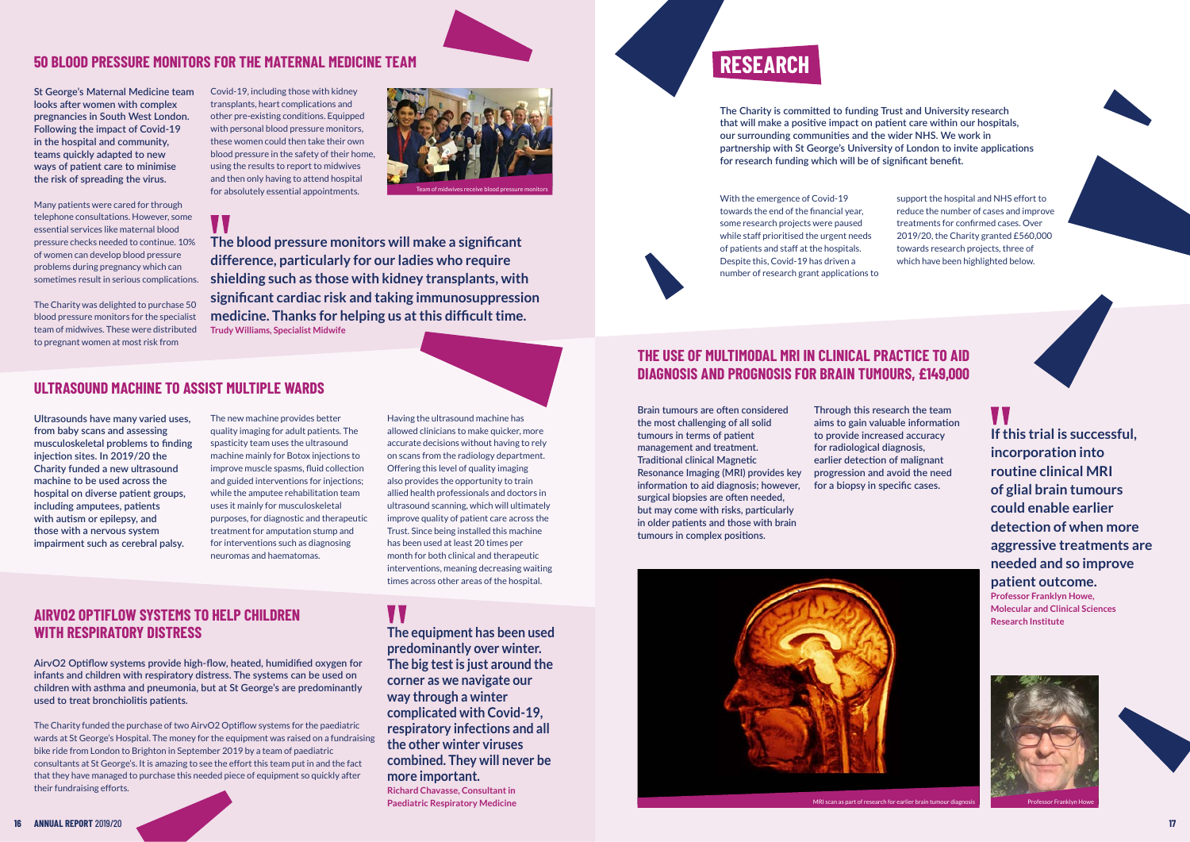## 50 BLOOD PRESSURE MONITORS FOR THE MATERNAL MEDICINE TEAM

**St George's Maternal Medicine team looks after women with complex pregnancies in South West London. Following the impact of Covid-19 in the hospital and community, teams quickly adapted to new ways of patient care to minimise the risk of spreading the virus.**

Many patients were cared for through telephone consultations. However, some essential services like maternal blood pressure checks needed to continue. 10% of women can develop blood pressure problems during pregnancy which can sometimes result in serious complications.

The Charity was delighted to purchase 50 blood pressure monitors for the specialist team of midwives. These were distributed to pregnant women at most risk from Covid-19, including those with kidney transplants, heart complications and other pre-existing conditions. Equipped with personal blood pressure monitors, these women could then take their own blood pressure in the safety of their home, using the results to report to midwives and then only having to attend hospital for absolutely essential appointments.

Team of midwives receive blood pressure monitors

> **The blood pressure monitors will make a significant difference, particularly for our ladies who require shielding such as those with kidney transplants, with significant cardiac risk and taking immunosuppression medicine. Thanks for helping us at this difficult time.**
> **Trudy Williams, Specialist Midwife**

## ULTRASOUND MACHINE TO ASSIST MULTIPLE WARDS

**Ultrasounds have many varied uses, from baby scans and assessing musculoskeletal problems to finding injection sites. In 2019/20 the Charity funded a new ultrasound machine to be used across the hospital on diverse patient groups, including amputees, patients with autism or epilepsy, and those with a nervous system impairment such as cerebral palsy.**

The new machine provides better quality imaging for adult patients. The spasticity team uses the ultrasound machine mainly for Botox injections to improve muscle spasms, fluid collection and guided interventions for injections; while the amputee rehabilitation team uses it mainly for musculoskeletal purposes, for diagnostic and therapeutic treatment for amputation stump and for interventions such as diagnosing neuromas and haematomas.

Having the ultrasound machine has allowed clinicians to make quicker, more accurate decisions without having to rely on scans from the radiology department. Offering this level of quality imaging also provides the opportunity to train allied health professionals and doctors in ultrasound scanning, which will ultimately improve quality of patient care across the Trust. Since being installed this machine has been used at least 20 times per month for both clinical and therapeutic interventions, meaning decreasing waiting times across other areas of the hospital.

## AIRVO2 OPTIFLOW SYSTEMS TO HELP CHILDREN WITH RESPIRATORY DISTRESS

**AirvO2 Optiflow systems provide high-flow, heated, humidified oxygen for infants and children with respiratory distress. The systems can be used on children with asthma and pneumonia, but at St George's are predominantly used to treat bronchiolitis patients.**

The Charity funded the purchase of two AirvO2 Optiflow systems for the paediatric wards at St George's Hospital. The money for the equipment was raised on a fundraising bike ride from London to Brighton in September 2019 by a team of paediatric consultants at St George's. It is amazing to see the effort this team put in and the fact that they have managed to purchase this needed piece of equipment so quickly after their fundraising efforts.

> **The equipment has been used predominantly over winter. The big test is just around the corner as we navigate our way through a winter complicated with Covid-19, respiratory infections and all the other winter viruses combined. They will never be more important.**
> **Richard Chavasse, Consultant in Paediatric Respiratory Medicine**

# RESEARCH

The Charity is committed to funding Trust and University research that will make a positive impact on patient care within our hospitals, our surrounding communities and the wider NHS. We work in partnership with St George's University of London to invite applications for research funding which will be of significant benefit.

With the emergence of Covid-19 towards the end of the financial year, some research projects were paused while staff prioritised the urgent needs of patients and staff at the hospitals. Despite this, Covid-19 has driven a number of research grant applications to support the hospital and NHS effort to reduce the number of cases and improve treatments for confirmed cases. Over 2019/20, the Charity granted £560,000 towards research projects, three of which have been highlighted below.

## THE USE OF MULTIMODAL MRI IN CLINICAL PRACTICE TO AID DIAGNOSIS AND PROGNOSIS FOR BRAIN TUMOURS, £149,000

Brain tumours are often considered the most challenging of all solid tumours in terms of patient management and treatment. Traditional clinical Magnetic Resonance Imaging (MRI) provides key information to aid diagnosis; however, surgical biopsies are often needed, but may come with risks, particularly in older patients and those with brain tumours in complex positions.

Through this research the team aims to gain valuable information to provide increased accuracy for radiological diagnosis, earlier detection of malignant progression and avoid the need for a biopsy in specific cases.

> **If this trial is successful, incorporation into routine clinical MRI of glial brain tumours could enable earlier detection of when more aggressive treatments are needed and so improve patient outcome.**
> **Professor Franklyn Howe, Molecular and Clinical Sciences Research Institute**

MRI scan as part of research for earlier brain tumour diagnosis

Professor Franklyn Howe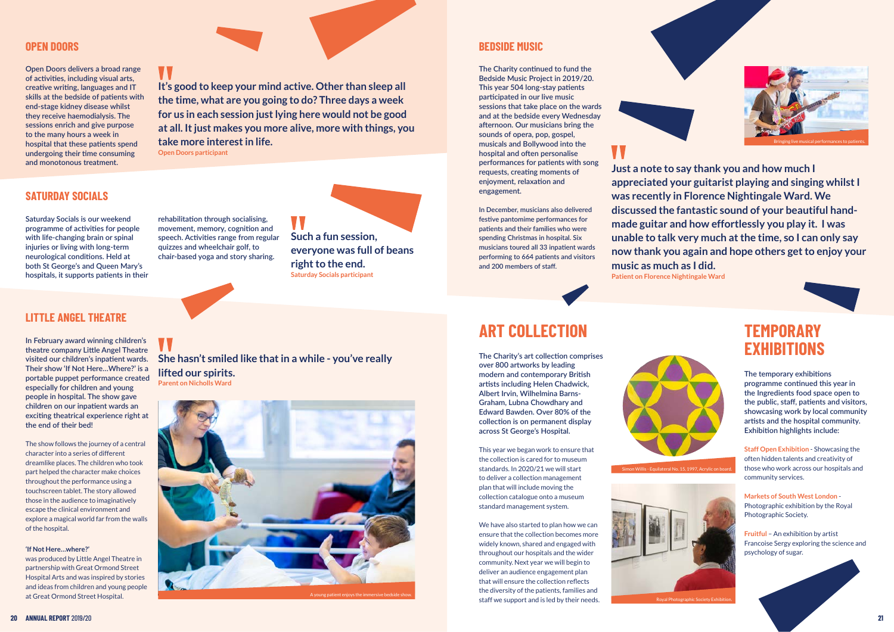## OPEN DOORS

Open Doors delivers a broad range of activities, including visual arts, creative writing, languages and IT skills at the bedside of patients with end-stage kidney disease whilst they receive haemodialysis. The sessions enrich and give purpose to the many hours a week in hospital that these patients spend undergoing their time consuming and monotonous treatment.

> **It's good to keep your mind active. Other than sleep all the time, what are you going to do? Three days a week for us in each session just lying here would not be good at all. It just makes you more alive, more with things, you take more interest in life.**
> Open Doors participant

## SATURDAY SOCIALS

Saturday Socials is our weekend programme of activities for people with life-changing brain or spinal injuries or living with long-term neurological conditions. Held at both St George's and Queen Mary's hospitals, it supports patients in their rehabilitation through socialising, movement, memory, cognition and speech. Activities range from regular quizzes and wheelchair golf, to chair-based yoga and story sharing.

> **Such a fun session, everyone was full of beans right to the end.**
> Saturday Socials participant

## LITTLE ANGEL THEATRE

In February award winning children's theatre company Little Angel Theatre visited our children's inpatient wards. Their show 'If Not Here…Where?' is a portable puppet performance created especially for children and young people in hospital. The show gave children on our inpatient wards an exciting theatrical experience right at the end of their bed!

The show follows the journey of a central character into a series of different dreamlike places. The children who took part helped the character make choices throughout the performance using a touchscreen tablet. The story allowed those in the audience to imaginatively escape the clinical environment and explore a magical world far from the walls of the hospital.

**'If Not Here…where?'**
was produced by Little Angel Theatre in partnership with Great Ormond Street Hospital Arts and was inspired by stories and ideas from children and young people at Great Ormond Street Hospital.

> **She hasn't smiled like that in a while - you've really lifted our spirits.**
> Parent on Nicholls Ward

A young patient enjoys the immersive bedside show.

## BEDSIDE MUSIC

The Charity continued to fund the Bedside Music Project in 2019/20. This year 504 long-stay patients participated in our live music sessions that take place on the wards and at the bedside every Wednesday afternoon. Our musicians bring the sounds of opera, pop, gospel, musicals and Bollywood into the hospital and often personalise performances for patients with song requests, creating moments of enjoyment, relaxation and engagement.

In December, musicians also delivered festive pantomime performances for patients and their families who were spending Christmas in hospital. Six musicians toured all 33 inpatient wards performing to 664 patients and visitors and 200 members of staff.

Bringing live musical performances to patients.

> **Just a note to say thank you and how much I appreciated your guitarist playing and singing whilst I was recently in Florence Nightingale Ward. We discussed the fantastic sound of your beautiful hand-made guitar and how effortlessly you play it. I was unable to talk very much at the time, so I can only say now thank you again and hope others get to enjoy your music as much as I did.**
> Patient on Florence Nightingale Ward

# ART COLLECTION

The Charity's art collection comprises over 800 artworks by leading modern and contemporary British artists including Helen Chadwick, Albert Irvin, Wilhelmina Barns-Graham, Lubna Chowdhary and Edward Bawden. Over 80% of the collection is on permanent display across St George's Hospital.

This year we began work to ensure that the collection is cared for to museum standards. In 2020/21 we will start to deliver a collection management plan that will include moving the collection catalogue onto a museum standard management system.

We have also started to plan how we can ensure that the collection becomes more widely known, shared and engaged with throughout our hospitals and the wider community. Next year we will begin to deliver an audience engagement plan that will ensure the collection reflects the diversity of the patients, families and staff we support and is led by their needs.

Simon Willis - Equilateral No. 15, 1997, Acrylic on board.

Royal Photographic Society Exhibition.

# TEMPORARY EXHIBITIONS

The temporary exhibitions programme continued this year in the Ingredients food space open to the public, staff, patients and visitors, showcasing work by local community artists and the hospital community. Exhibition highlights include:

**Staff Open Exhibition** - Showcasing the often hidden talents and creativity of those who work across our hospitals and community services.

**Markets of South West London** - Photographic exhibition by the Royal Photographic Society.

**Fruitful** – An exhibition by artist Francoise Sergy exploring the science and psychology of sugar.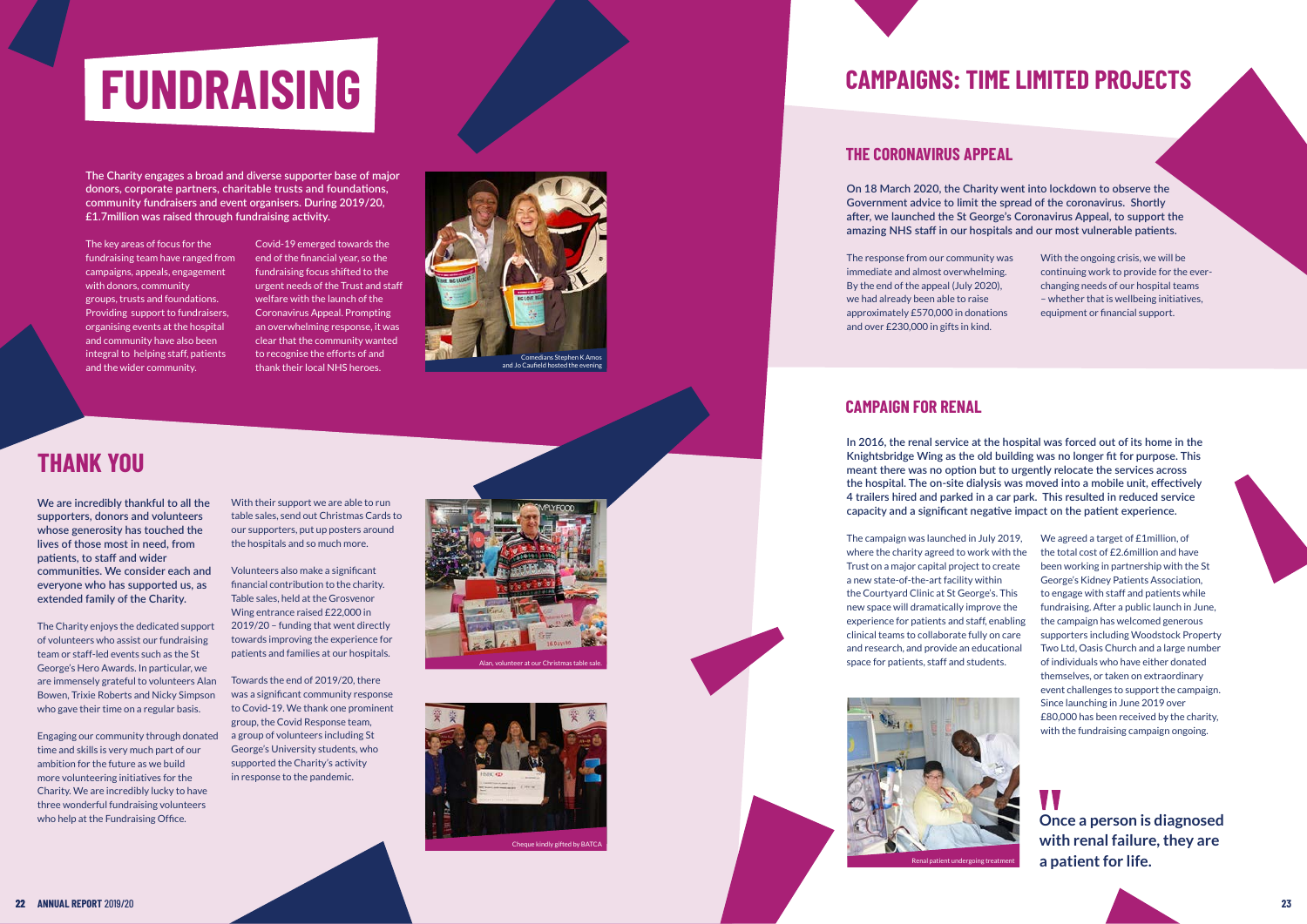# FUNDRAISING

**The Charity engages a broad and diverse supporter base of major donors, corporate partners, charitable trusts and foundations, community fundraisers and event organisers. During 2019/20, £1.7million was raised through fundraising activity.**

The key areas of focus for the fundraising team have ranged from campaigns, appeals, engagement with donors, community groups, trusts and foundations. Providing support to fundraisers, organising events at the hospital and community have also been integral to helping staff, patients and the wider community.

Covid-19 emerged towards the end of the financial year, so the fundraising focus shifted to the urgent needs of the Trust and staff welfare with the launch of the Coronavirus Appeal. Prompting an overwhelming response, it was clear that the community wanted to recognise the efforts of and thank their local NHS heroes.

Comedians Stephen K Amos and Jo Caufield hosted the evening

## THANK YOU

**We are incredibly thankful to all the supporters, donors and volunteers whose generosity has touched the lives of those most in need, from patients, to staff and wider communities. We consider each and everyone who has supported us, as extended family of the Charity.**

The Charity enjoys the dedicated support of volunteers who assist our fundraising team or staff-led events such as the St George's Hero Awards. In particular, we are immensely grateful to volunteers Alan Bowen, Trixie Roberts and Nicky Simpson who gave their time on a regular basis.

Engaging our community through donated time and skills is very much part of our ambition for the future as we build more volunteering initiatives for the Charity. We are incredibly lucky to have three wonderful fundraising volunteers who help at the Fundraising Office.

With their support we are able to run table sales, send out Christmas Cards to our supporters, put up posters around the hospitals and so much more.

Volunteers also make a significant financial contribution to the charity. Table sales, held at the Grosvenor Wing entrance raised £22,000 in 2019/20 – funding that went directly towards improving the experience for patients and families at our hospitals.

Towards the end of 2019/20, there was a significant community response to Covid-19. We thank one prominent group, the Covid Response team, a group of volunteers including St George's University students, who supported the Charity's activity in response to the pandemic.

Alan, volunteer at our Christmas table sale.

Cheque kindly gifted by BATCA

# CAMPAIGNS: TIME LIMITED PROJECTS

## THE CORONAVIRUS APPEAL

**On 18 March 2020, the Charity went into lockdown to observe the Government advice to limit the spread of the coronavirus. Shortly after, we launched the St George's Coronavirus Appeal, to support the amazing NHS staff in our hospitals and our most vulnerable patients.**

The response from our community was immediate and almost overwhelming. By the end of the appeal (July 2020), we had already been able to raise approximately £570,000 in donations and over £230,000 in gifts in kind.

With the ongoing crisis, we will be continuing work to provide for the ever-changing needs of our hospital teams – whether that is wellbeing initiatives, equipment or financial support.

## CAMPAIGN FOR RENAL

**In 2016, the renal service at the hospital was forced out of its home in the Knightsbridge Wing as the old building was no longer fit for purpose. This meant there was no option but to urgently relocate the services across the hospital. The on-site dialysis was moved into a mobile unit, effectively 4 trailers hired and parked in a car park. This resulted in reduced service capacity and a significant negative impact on the patient experience.**

The campaign was launched in July 2019, where the charity agreed to work with the Trust on a major capital project to create a new state-of-the-art facility within the Courtyard Clinic at St George's. This new space will dramatically improve the experience for patients and staff, enabling clinical teams to collaborate fully on care and research, and provide an educational space for patients, staff and students.

We agreed a target of £1million, of the total cost of £2.6million and have been working in partnership with the St George's Kidney Patients Association, to engage with staff and patients while fundraising. After a public launch in June, the campaign has welcomed generous supporters including Woodstock Property Two Ltd, Oasis Church and a large number of individuals who have either donated themselves, or taken on extraordinary event challenges to support the campaign. Since launching in June 2019 over £80,000 has been received by the charity, with the fundraising campaign ongoing.

Renal patient undergoing treatment

> **Once a person is diagnosed with renal failure, they are a patient for life.**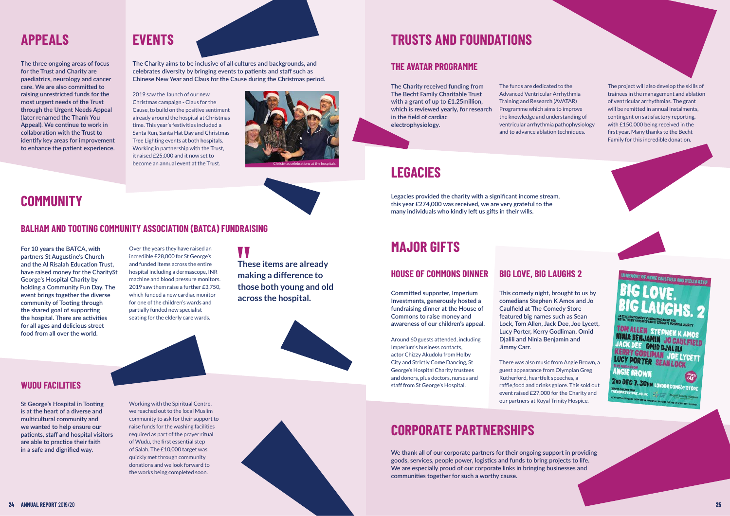## APPEALS

The three ongoing areas of focus for the Trust and Charity are paediatrics, neurology and cancer care. We are also committed to raising unrestricted funds for the most urgent needs of the Trust through the Urgent Needs Appeal (later renamed the Thank You Appeal). We continue to work in collaboration with the Trust to identify key areas for improvement to enhance the patient experience.

## EVENTS

The Charity aims to be inclusive of all cultures and backgrounds, and celebrates diversity by bringing events to patients and staff such as Chinese New Year and Claus for the Cause during the Christmas period.

2019 saw the launch of our new Christmas campaign - Claus for the Cause, to build on the positive sentiment already around the hospital at Christmas time. This year's festivities included a Santa Run, Santa Hat Day and Christmas Tree Lighting events at both hospitals. Working in partnership with the Trust, it raised £25,000 and it now set to become an annual event at the Trust.

Christmas celebrations at the hospitals.

## COMMUNITY

### BALHAM AND TOOTING COMMUNITY ASSOCIATION (BATCA) FUNDRAISING

For 10 years the BATCA, with partners St Augustine's Church and the Al Risalah Education Trust, have raised money for the CharitySt George's Hospital Charity by holding a Community Fun Day. The event brings together the diverse community of Tooting through the shared goal of supporting the hospital. There are activities for all ages and delicious street food from all over the world.

Over the years they have raised an incredible £28,000 for St George's and funded items across the entire hospital including a dermascope, INR machine and blood pressure monitors. 2019 saw them raise a further £3,750, which funded a new cardiac monitor for one of the children's wards and partially funded new specialist seating for the elderly care wards.

> **These items are already making a difference to those both young and old across the hospital.**

### WUDU FACILITIES

St George's Hospital in Tooting is at the heart of a diverse and multicultural community and we wanted to help ensure our patients, staff and hospital visitors are able to practice their faith in a safe and dignified way.

Working with the Spiritual Centre, we reached out to the local Muslim community to ask for their support to raise funds for the washing facilities required as part of the prayer ritual of Wudu, the first essential step of Salah. The £10,000 target was quickly met through community donations and we look forward to the works being completed soon.

## TRUSTS AND FOUNDATIONS

### THE AVATAR PROGRAMME

The Charity received funding from The Becht Family Charitable Trust with a grant of up to £1.25million, which is reviewed yearly, for research in the field of cardiac electrophysiology.

The funds are dedicated to the Advanced Ventricular Arrhythmia Training and Research (AVATAR) Programme which aims to improve the knowledge and understanding of ventricular arrhythmia pathophysiology and to advance ablation techniques.

The project will also develop the skills of trainees in the management and ablation of ventricular arrhythmias. The grant will be remitted in annual instalments, contingent on satisfactory reporting, with £150,000 being received in the first year. Many thanks to the Becht Family for this incredible donation.

## LEGACIES

Legacies provided the charity with a significant income stream, this year £274,000 was received, we are very grateful to the many individuals who kindly left us gifts in their wills.

## MAJOR GIFTS

### HOUSE OF COMMONS DINNER

Committed supporter, Imperium Investments, generously hosted a fundraising dinner at the House of Commons to raise money and awareness of our children's appeal.

Around 60 guests attended, including Imperium's business contacts, actor Chizzy Akudolu from Holby City and Strictly Come Dancing, St George's Hospital Charity trustees and donors, plus doctors, nurses and staff from St George's Hospital.

### BIG LOVE, BIG LAUGHS 2

This comedy night, brought to us by comedians Stephen K Amos and Jo Caulfield at The Comedy Store featured big names such as Sean Lock, Tom Allen, Jack Dee, Joe Lycett, Lucy Porter, Kerry Godliman, Omid Djalili and Ninia Benjamin and Jimmy Carr.

There was also music from Angie Brown, a guest appearance from Olympian Greg Rutherford, heartfelt speeches, a raffle,food and drinks galore. This sold out event raised £27,000 for the Charity and our partners at Royal Trinity Hospice.

## CORPORATE PARTNERSHIPS

We thank all of our corporate partners for their ongoing support in providing goods, services, people power, logistics and funds to bring projects to life. We are especially proud of our corporate links in bringing businesses and communities together for such a worthy cause.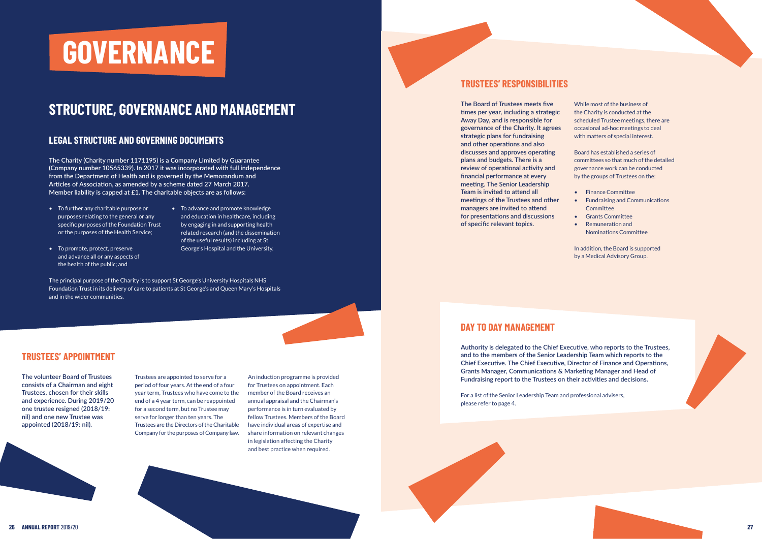# GOVERNANCE

## STRUCTURE, GOVERNANCE AND MANAGEMENT

### LEGAL STRUCTURE AND GOVERNING DOCUMENTS

**The Charity (Charity number 1171195) is a Company Limited by Guarantee (Company number 10565339). In 2017 it was incorporated with full independence from the Department of Health and is governed by the Memorandum and Articles of Association, as amended by a scheme dated 27 March 2017. Member liability is capped at £1. The charitable objects are as follows:**

- To further any charitable purpose or purposes relating to the general or any specific purposes of the Foundation Trust or the purposes of the Health Service;
- To promote, protect, preserve and advance all or any aspects of the health of the public; and
- To advance and promote knowledge and education in healthcare, including by engaging in and supporting health related research (and the dissemination of the useful results) including at St George's Hospital and the University.

The principal purpose of the Charity is to support St George's University Hospitals NHS Foundation Trust in its delivery of care to patients at St George's and Queen Mary's Hospitals and in the wider communities.

### TRUSTEES' APPOINTMENT

**The volunteer Board of Trustees consists of a Chairman and eight Trustees, chosen for their skills and experience. During 2019/20 one trustee resigned (2018/19: nil) and one new Trustee was appointed (2018/19: nil).**

Trustees are appointed to serve for a period of four years. At the end of a four year term, Trustees who have come to the end of a 4 year term, can be reappointed for a second term, but no Trustee may serve for longer than ten years. The Trustees are the Directors of the Charitable Company for the purposes of Company law.

An induction programme is provided for Trustees on appointment. Each member of the Board receives an annual appraisal and the Chairman's performance is in turn evaluated by fellow Trustees. Members of the Board have individual areas of expertise and share information on relevant changes in legislation affecting the Charity and best practice when required.

### TRUSTEES' RESPONSIBILITIES

**The Board of Trustees meets five times per year, including a strategic Away Day, and is responsible for governance of the Charity. It agrees strategic plans for fundraising and other operations and also discusses and approves operating plans and budgets. There is a review of operational activity and financial performance at every meeting. The Senior Leadership Team is invited to attend all meetings of the Trustees and other managers are invited to attend for presentations and discussions of specific relevant topics.**

While most of the business of the Charity is conducted at the scheduled Trustee meetings, there are occasional ad-hoc meetings to deal with matters of special interest.

Board has established a series of committees so that much of the detailed governance work can be conducted by the groups of Trustees on the:

- Finance Committee
- Fundraising and Communications Committee
- Grants Committee
- Remuneration and Nominations Committee

In addition, the Board is supported by a Medical Advisory Group.

### DAY TO DAY MANAGEMENT

**Authority is delegated to the Chief Executive, who reports to the Trustees, and to the members of the Senior Leadership Team which reports to the Chief Executive. The Chief Executive, Director of Finance and Operations, Grants Manager, Communications & Marketing Manager and Head of Fundraising report to the Trustees on their activities and decisions.**

For a list of the Senior Leadership Team and professional advisers, please refer to page 4.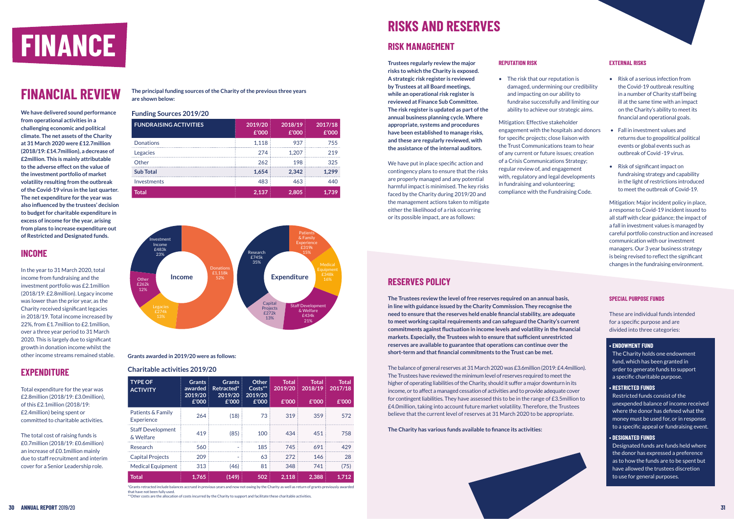# FINANCE

## FINANCIAL REVIEW

**We have delivered sound performance from operational activities in a challenging economic and political climate. The net assets of the Charity at 31 March 2020 were £12.7million (2018/19: £14.7million), a decrease of £2million. This is mainly attributable to the adverse effect on the value of the investment portfolio of market volatility resulting from the outbreak of the Covid-19 virus in the last quarter. The net expenditure for the year was also influenced by the trustees' decision to budget for charitable expenditure in excess of income for the year, arising from plans to increase expenditure out of Restricted and Designated funds.**

## INCOME

In the year to 31 March 2020, total income from fundraising and the investment portfolio was £2.1million (2018/19: £2.8million). Legacy income was lower than the prior year, as the Charity received significant legacies in 2018/19. Total income increased by 22%, from £1.7million to £2.1million, over a three year period to 31 March 2020. This is largely due to significant growth in donation income whilst the other income streams remained stable.

## EXPENDITURE

Total expenditure for the year was £2.8million (2018/19: £3.0million), of this £2.1million (2018/19: £2.4million) being spent or committed to charitable activities.

The total cost of raising funds is £0.7million (2018/19: £0.6million) an increase of £0.1million mainly due to staff recruitment and interim cover for a Senior Leadership role.

**The principal funding sources of the Charity of the previous three years are shown below:**

### Funding Sources 2019/20

| FUNDRAISING ACTIVITIES | 2019/20 £'000 | 2018/19 £'000 | 2017/18 £'000 |
|---|---|---|---|
| Donations | 1,118 | 937 | 755 |
| Legacies | 274 | 1,207 | 219 |
| Other | 262 | 198 | 325 |
| **Sub Total** | **1,654** | **2,342** | **1,299** |
| Investments | 483 | 463 | 440 |
| **Total** | **2,137** | **2,805** | **1,739** |

Income: Donations £1,118k 52%; Legacies £274k 13%; Other £262k 12%; Investment Income £483k 23%

Expenditure: Patients & Family Experience £319k 15%; Medical Equipment £348k 16%; Staff Development & Welfare £434k 21%; Capital Projects £272k 13%; Research £745k 35%

**Grants awarded in 2019/20 were as follows:**

### Charitable activities 2019/20

| TYPE OF ACTIVITY | Grants awarded 2019/20 £'000 | Grants Retracted* 2019/20 £'000 | Other Costs** 2019/20 £'000 | Total 2019/20 £'000 | Total 2018/19 £'000 | Total 2017/18 £'000 |
|---|---|---|---|---|---|---|
| Patients & Family Experience | 264 | (18) | 73 | 319 | 359 | 572 |
| Staff Development & Welfare | 419 | (85) | 100 | 434 | 451 | 758 |
| Research | 560 | - | 185 | 745 | 691 | 429 |
| Capital Projects | 209 | - | 63 | 272 | 146 | 28 |
| Medical Equipment | 313 | (46) | 81 | 348 | 741 | (75) |
| **Total** | **1,765** | **(149)** | **502** | **2,118** | **2,388** | **1,712** |

*Grants retracted include balances accrued in previous years and now not owing by the Charity as well as return of grants previously awarded that have not been fully used.
**Other costs are the allocation of costs incurred by the Charity to support and facilitate these charitable activities.

# RISKS AND RESERVES

## RISK MANAGEMENT

**Trustees regularly review the major risks to which the Charity is exposed. A strategic risk register is reviewed by Trustees at all Board meetings, while an operational risk register is reviewed at Finance Sub Committee. The risk register is updated as part of the annual business planning cycle. Where appropriate, systems and procedures have been established to manage risks, and these are regularly reviewed, with the assistance of the internal auditors.**

We have put in place specific action and contingency plans to ensure that the risks are properly managed and any potential harmful impact is minimised. The key risks faced by the Charity during 2019/20 and the management actions taken to mitigate either the likelihood of a risk occurring or its possible impact, are as follows:

### REPUTATION RISK

- The risk that our reputation is damaged, undermining our credibility and impacting on our ability to fundraise successfully and limiting our ability to achieve our strategic aims.

Mitigation: Effective stakeholder engagement with the hospitals and donors for specific projects; close liaison with the Trust Communications team to hear of any current or future issues; creation of a Crisis Communications Strategy; regular review of, and engagement with, regulatory and legal developments in fundraising and volunteering; compliance with the Fundraising Code.

### EXTERNAL RISKS

- Risk of a serious infection from the Covid-19 outbreak resulting in a number of Charity staff being ill at the same time with an impact on the Charity's ability to meet its financial and operational goals.
- Fall in investment values and returns due to geopolitical political events or global events such as outbreak of Covid -19 virus.
- Risk of significant impact on fundraising strategy and capability in the light of restrictions introduced to meet the outbreak of Covid-19.

Mitigation: Major incident policy in place, a response to Covid-19 incident issued to all staff with clear guidance; the impact of a fall in investment values is managed by careful portfolio construction and increased communication with our investment managers. Our 3 year business strategy is being revised to reflect the significant changes in the fundraising environment.

## RESERVES POLICY

**The Trustees review the level of free reserves required on an annual basis, in line with guidance issued by the Charity Commission. They recognise the need to ensure that the reserves held enable financial stability, are adequate to meet working capital requirements and can safeguard the Charity's current commitments against fluctuation in income levels and volatility in the financial markets. Especially, the Trustees wish to ensure that sufficient unrestricted reserves are available to guarantee that operations can continue over the short-term and that financial commitments to the Trust can be met.**

The balance of general reserves at 31 March 2020 was £3.6million (2019: £4.4million). The Trustees have reviewed the minimum level of reserves required to meet the higher of operating liabilities of the Charity, should it suffer a major downturn in its income, or to affect a managed cessation of activities and to provide adequate cover for contingent liabilities. They have assessed this to be in the range of £3.5million to £4.0million, taking into account future market volatility. Therefore, the Trustees believe that the current level of reserves at 31 March 2020 to be appropriate.

**The Charity has various funds available to finance its activities:**

### SPECIAL PURPOSE FUNDS

These are individual funds intended for a specific purpose and are divided into three categories:

- **ENDOWMENT FUND**
  The Charity holds one endowment fund, which has been granted in order to generate funds to support a specific charitable purpose.
- **RESTRICTED FUNDS**
  Restricted funds consist of the unexpended balance of income received where the donor has defined what the money must be used for, or in response to a specific appeal or fundraising event.
- **DESIGNATED FUNDS**
  Designated funds are funds held where the donor has expressed a preference as to how the funds are to be spent but have allowed the trustees discretion to use for general purposes.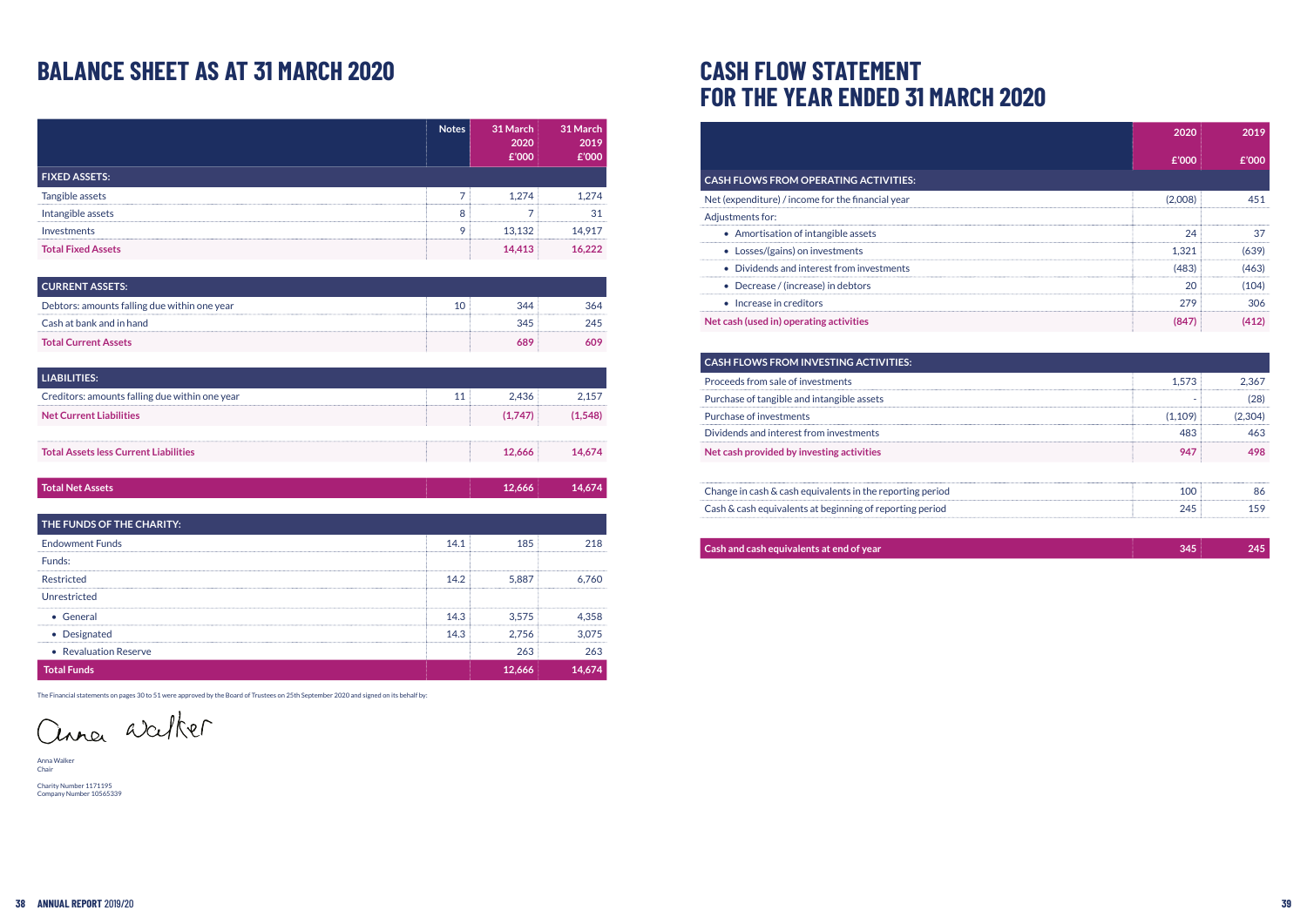# BALANCE SHEET AS AT 31 MARCH 2020

| | Notes | 31 March 2020 £'000 | 31 March 2019 £'000 |
|---|---|---|---|
| **FIXED ASSETS:** | | | |
| Tangible assets | 7 | 1,274 | 1,274 |
| Intangible assets | 8 | 7 | 31 |
| Investments | 9 | 13,132 | 14,917 |
| **Total Fixed Assets** | | **14,413** | **16,222** |
| **CURRENT ASSETS:** | | | |
| Debtors: amounts falling due within one year | 10 | 344 | 364 |
| Cash at bank and in hand | | 345 | 245 |
| **Total Current Assets** | | **689** | **609** |
| **LIABILITIES:** | | | |
| Creditors: amounts falling due within one year | 11 | 2,436 | 2,157 |
| **Net Current Liabilities** | | **(1,747)** | **(1,548)** |
| **Total Assets less Current Liabilities** | | **12,666** | **14,674** |
| **Total Net Assets** | | **12,666** | **14,674** |
| **THE FUNDS OF THE CHARITY:** | | | |
| Endowment Funds | 14.1 | 185 | 218 |
| Funds: | | | |
| Restricted | 14.2 | 5,887 | 6,760 |
| Unrestricted | | | |
| • General | 14.3 | 3,575 | 4,358 |
| • Designated | 14.3 | 2,756 | 3,075 |
| • Revaluation Reserve | | 263 | 263 |
| **Total Funds** | | **12,666** | **14,674** |

The Financial statements on pages 30 to 51 were approved by the Board of Trustees on 25th September 2020 and signed on its behalf by:

Anna Walker
Chair

Charity Number 1171195
Company Number 10565339

# CASH FLOW STATEMENT FOR THE YEAR ENDED 31 MARCH 2020

| | 2020 £'000 | 2019 £'000 |
|---|---|---|
| **CASH FLOWS FROM OPERATING ACTIVITIES:** | | |
| Net (expenditure) / income for the financial year | (2,008) | 451 |
| Adjustments for: | | |
| • Amortisation of intangible assets | 24 | 37 |
| • Losses/(gains) on investments | 1,321 | (639) |
| • Dividends and interest from investments | (483) | (463) |
| • Decrease / (increase) in debtors | 20 | (104) |
| • Increase in creditors | 279 | 306 |
| **Net cash (used in) operating activities** | **(847)** | **(412)** |
| **CASH FLOWS FROM INVESTING ACTIVITIES:** | | |
| Proceeds from sale of investments | 1,573 | 2,367 |
| Purchase of tangible and intangible assets | - | (28) |
| Purchase of investments | (1,109) | (2,304) |
| Dividends and interest from investments | 483 | 463 |
| **Net cash provided by investing activities** | **947** | **498** |
| Change in cash & cash equivalents in the reporting period | 100 | 86 |
| Cash & cash equivalents at beginning of reporting period | 245 | 159 |
| **Cash and cash equivalents at end of year** | **345** | **245** |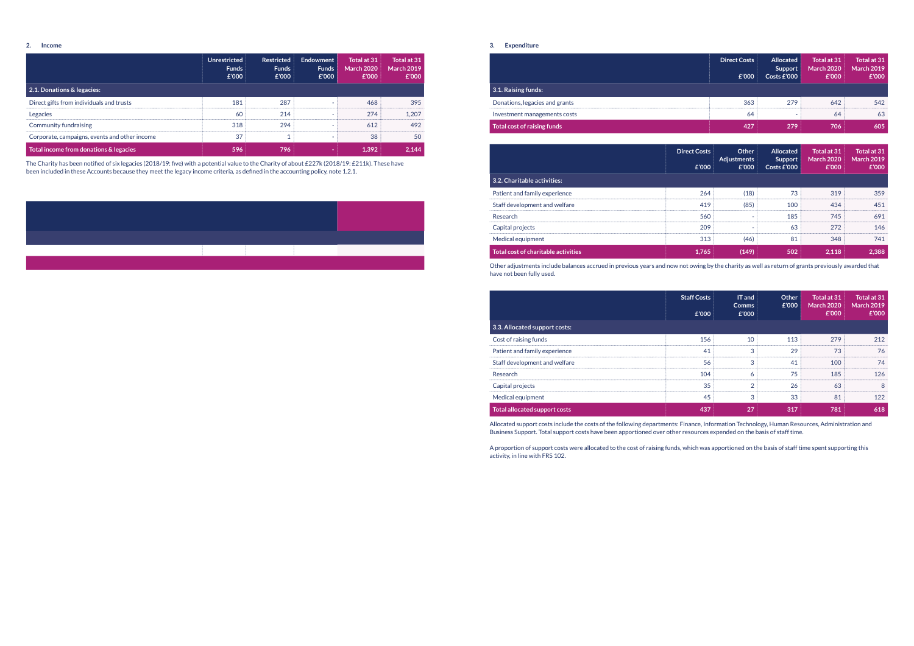## 2. Income

| | Unrestricted Funds £'000 | Restricted Funds £'000 | Endowment Funds £'000 | Total at 31 March 2020 £'000 | Total at 31 March 2019 £'000 |
|---|---|---|---|---|---|
| **2.1. Donations & legacies:** | | | | | |
| Direct gifts from individuals and trusts | 181 | 287 | - | 468 | 395 |
| Legacies | 60 | 214 | - | 274 | 1,207 |
| Community fundraising | 318 | 294 | - | 612 | 492 |
| Corporate, campaigns, events and other income | 37 | 1 | - | 38 | 50 |
| **Total income from donations & legacies** | **596** | **796** | **-** | **1,392** | **2,144** |

The Charity has been notified of six legacies (2018/19: five) with a potential value to the Charity of about £227k (2018/19: £211k). These have been included in these Accounts because they meet the legacy income criteria, as defined in the accounting policy, note 1.2.1.

## 3. Expenditure

| | Direct Costs £'000 | Allocated Support Costs £'000 | Total at 31 March 2020 £'000 | Total at 31 March 2019 £'000 |
|---|---|---|---|---|
| **3.1. Raising funds:** | | | | |
| Donations, legacies and grants | 363 | 279 | 642 | 542 |
| Investment managements costs | 64 | - | 64 | 63 |
| **Total cost of raising funds** | **427** | **279** | **706** | **605** |

| | Direct Costs £'000 | Other Adjustments £'000 | Allocated Support Costs £'000 | Total at 31 March 2020 £'000 | Total at 31 March 2019 £'000 |
|---|---|---|---|---|---|
| **3.2. Charitable activities:** | | | | | |
| Patient and family experience | 264 | (18) | 73 | 319 | 359 |
| Staff development and welfare | 419 | (85) | 100 | 434 | 451 |
| Research | 560 | - | 185 | 745 | 691 |
| Capital projects | 209 | - | 63 | 272 | 146 |
| Medical equipment | 313 | (46) | 81 | 348 | 741 |
| **Total cost of charitable activities** | **1,765** | **(149)** | **502** | **2,118** | **2,388** |

Other adjustments include balances accrued in previous years and now not owing by the charity as well as return of grants previously awarded that have not been fully used.

| | Staff Costs £'000 | IT and Comms £'000 | Other £'000 | Total at 31 March 2020 £'000 | Total at 31 March 2019 £'000 |
|---|---|---|---|---|---|
| **3.3. Allocated support costs:** | | | | | |
| Cost of raising funds | 156 | 10 | 113 | 279 | 212 |
| Patient and family experience | 41 | 3 | 29 | 73 | 76 |
| Staff development and welfare | 56 | 3 | 41 | 100 | 74 |
| Research | 104 | 6 | 75 | 185 | 126 |
| Capital projects | 35 | 2 | 26 | 63 | 8 |
| Medical equipment | 45 | 3 | 33 | 81 | 122 |
| **Total allocated support costs** | **437** | **27** | **317** | **781** | **618** |

Allocated support costs include the costs of the following departments: Finance, Information Technology, Human Resources, Administration and Business Support. Total support costs have been apportioned over other resources expended on the basis of staff time.

A proportion of support costs were allocated to the cost of raising funds, which was apportioned on the basis of staff time spent supporting this activity, in line with FRS 102.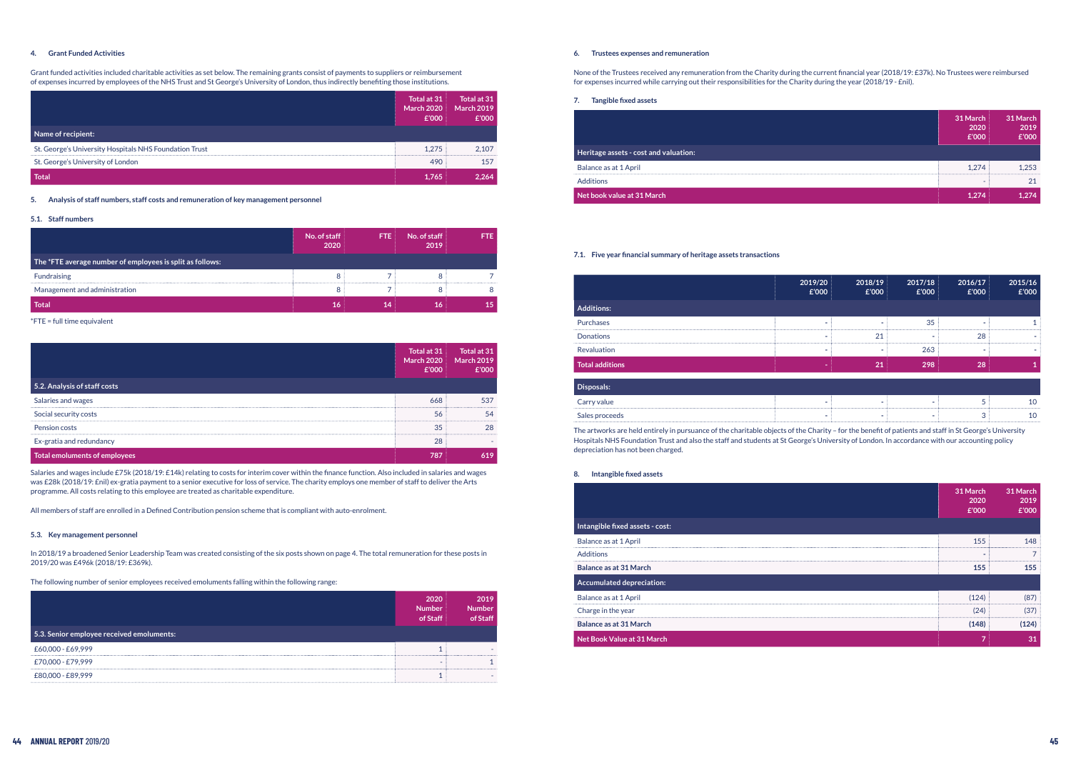## 4. Grant Funded Activities

Grant funded activities included charitable activities as set below. The remaining grants consist of payments to suppliers or reimbursement of expenses incurred by employees of the NHS Trust and St George's University of London, thus indirectly benefiting those institutions.

| | Total at 31 March 2020 £'000 | Total at 31 March 2019 £'000 |
|---|---|---|
| **Name of recipient:** | | |
| St. George's University Hospitals NHS Foundation Trust | 1,275 | 2,107 |
| St. George's University of London | 490 | 157 |
| **Total** | **1,765** | **2,264** |

## 5. Analysis of staff numbers, staff costs and remuneration of key management personnel

### 5.1. Staff numbers

| | No. of staff 2020 | FTE | No. of staff 2019 | FTE |
|---|---|---|---|---|
| **The *FTE average number of employees is split as follows:** | | | | |
| Fundraising | 8 | 7 | 8 | 7 |
| Management and administration | 8 | 7 | 8 | 8 |
| **Total** | **16** | **14** | **16** | **15** |

*FTE = full time equivalent

| | Total at 31 March 2020 £'000 | Total at 31 March 2019 £'000 |
|---|---|---|
| **5.2. Analysis of staff costs** | | |
| Salaries and wages | 668 | 537 |
| Social security costs | 56 | 54 |
| Pension costs | 35 | 28 |
| Ex-gratia and redundancy | 28 | - |
| **Total emoluments of employees** | **787** | **619** |

Salaries and wages include £75k (2018/19: £14k) relating to costs for interim cover within the finance function. Also included in salaries and wages was £28k (2018/19: £nil) ex-gratia payment to a senior executive for loss of service. The charity employs one member of staff to deliver the Arts programme. All costs relating to this employee are treated as charitable expenditure.

All members of staff are enrolled in a Defined Contribution pension scheme that is compliant with auto-enrolment.

### 5.3. Key management personnel

In 2018/19 a broadened Senior Leadership Team was created consisting of the six posts shown on page 4. The total remuneration for these posts in 2019/20 was £496k (2018/19: £369k).

The following number of senior employees received emoluments falling within the following range:

| | 2020 Number of Staff | 2019 Number of Staff |
|---|---|---|
| **5.3. Senior employee received emoluments:** | | |
| £60,000 - £69,999 | 1 | - |
| £70,000 - £79,999 | - | 1 |
| £80,000 - £89,999 | 1 | - |

## 6. Trustees expenses and remuneration

None of the Trustees received any remuneration from the Charity during the current financial year (2018/19: £37k). No Trustees were reimbursed for expenses incurred while carrying out their responsibilities for the Charity during the year (2018/19 - £nil).

## 7. Tangible fixed assets

| | 31 March 2020 £'000 | 31 March 2019 £'000 |
|---|---|---|
| **Heritage assets - cost and valuation:** | | |
| Balance as at 1 April | 1,274 | 1,253 |
| Additions | - | 21 |
| **Net book value at 31 March** | **1,274** | **1,274** |

### 7.1. Five year financial summary of heritage assets transactions

| | 2019/20 £'000 | 2018/19 £'000 | 2017/18 £'000 | 2016/17 £'000 | 2015/16 £'000 |
|---|---|---|---|---|---|
| **Additions:** | | | | | |
| Purchases | - | - | 35 | - | 1 |
| Donations | - | 21 | - | 28 | - |
| Revaluation | - | - | 263 | - | - |
| **Total additions** | **-** | **21** | **298** | **28** | **1** |
| **Disposals:** | | | | | |
| Carry value | - | - | - | 5 | 10 |
| Sales proceeds | - | - | - | 3 | 10 |

The artworks are held entirely in pursuance of the charitable objects of the Charity – for the benefit of patients and staff in St George's University Hospitals NHS Foundation Trust and also the staff and students at St George's University of London. In accordance with our accounting policy depreciation has not been charged.

## 8. Intangible fixed assets

| | 31 March 2020 £'000 | 31 March 2019 £'000 |
|---|---|---|
| **Intangible fixed assets - cost:** | | |
| Balance as at 1 April | 155 | 148 |
| Additions | - | 7 |
| **Balance as at 31 March** | **155** | **155** |
| **Accumulated depreciation:** | | |
| Balance as at 1 April | (124) | (87) |
| Charge in the year | (24) | (37) |
| **Balance as at 31 March** | **(148)** | **(124)** |
| **Net Book Value at 31 March** | **7** | **31** |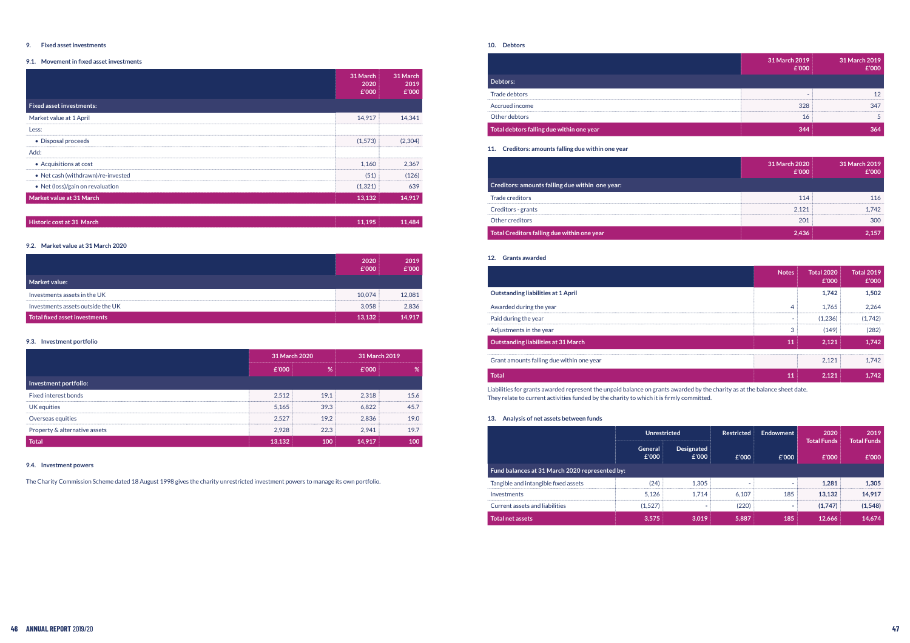## 9. Fixed asset investments

### 9.1. Movement in fixed asset investments

| | 31 March 2020 £'000 | 31 March 2019 £'000 |
|---|---|---|
| **Fixed asset investments:** | | |
| Market value at 1 April | 14,917 | 14,341 |
| Less: | | |
| • Disposal proceeds | (1,573) | (2,304) |
| Add: | | |
| • Acquisitions at cost | 1,160 | 2,367 |
| • Net cash (withdrawn)/re-invested | (51) | (126) |
| • Net (loss)/gain on revaluation | (1,321) | 639 |
| **Market value at 31 March** | **13,132** | **14,917** |
| | | |
| **Historic cost at 31 March** | **11,195** | **11,484** |

### 9.2. Market value at 31 March 2020

| | 2020 £'000 | 2019 £'000 |
|---|---|---|
| **Market value:** | | |
| Investments assets in the UK | 10,074 | 12,081 |
| Investments assets outside the UK | 3,058 | 2,836 |
| **Total fixed asset investments** | **13,132** | **14,917** |

### 9.3. Investment portfolio

| | 31 March 2020 | | 31 March 2019 | |
|---|---|---|---|---|
| | £'000 | % | £'000 | % |
| **Investment portfolio:** | | | | |
| Fixed interest bonds | 2,512 | 19.1 | 2,318 | 15.6 |
| UK equities | 5,165 | 39.3 | 6,822 | 45.7 |
| Overseas equities | 2,527 | 19.2 | 2,836 | 19.0 |
| Property & alternative assets | 2,928 | 22.3 | 2,941 | 19.7 |
| **Total** | **13,132** | **100** | **14,917** | **100** |

### 9.4. Investment powers

The Charity Commission Scheme dated 18 August 1998 gives the charity unrestricted investment powers to manage its own portfolio.

## 10. Debtors

| | 31 March 2019 £'000 | 31 March 2019 £'000 |
|---|---|---|
| **Debtors:** | | |
| Trade debtors | - | 12 |
| Accrued income | 328 | 347 |
| Other debtors | 16 | 5 |
| **Total debtors falling due within one year** | **344** | **364** |

## 11. Creditors: amounts falling due within one year

| | 31 March 2020 £'000 | 31 March 2019 £'000 |
|---|---|---|
| **Creditors: amounts falling due within one year:** | | |
| Trade creditors | 114 | 116 |
| Creditors - grants | 2,121 | 1,742 |
| Other creditors | 201 | 300 |
| **Total Creditors falling due within one year** | **2,436** | **2,157** |

## 12. Grants awarded

| | Notes | Total 2020 £'000 | Total 2019 £'000 |
|---|---|---|---|
| **Outstanding liabilities at 1 April** | | **1,742** | **1,502** |
| Awarded during the year | 4 | 1,765 | 2,264 |
| Paid during the year | - | (1,236) | (1,742) |
| Adjustments in the year | 3 | (149) | (282) |
| **Outstanding liabilities at 31 March** | **11** | **2,121** | **1,742** |
| | | | |
| Grant amounts falling due within one year | | 2,121 | 1,742 |
| **Total** | **11** | **2,121** | **1,742** |

Liabilities for grants awarded represent the unpaid balance on grants awarded by the charity as at the balance sheet date. They relate to current activities funded by the charity to which it is firmly committed.

## 13. Analysis of net assets between funds

| | Unrestricted | | Restricted | Endowment | 2020 Total Funds | 2019 Total Funds |
|---|---|---|---|---|---|---|
| | General £'000 | Designated £'000 | £'000 | £'000 | £'000 | £'000 |
| **Fund balances at 31 March 2020 represented by:** | | | | | | |
| Tangible and intangible fixed assets | (24) | 1,305 | - | - | **1,281** | **1,305** |
| Investments | 5,126 | 1,714 | 6,107 | 185 | **13,132** | **14,917** |
| Current assets and liabilities | (1,527) | - | (220) | - | **(1,747)** | **(1,548)** |
| **Total net assets** | **3,575** | **3,019** | **5,887** | **185** | **12,666** | **14,674** |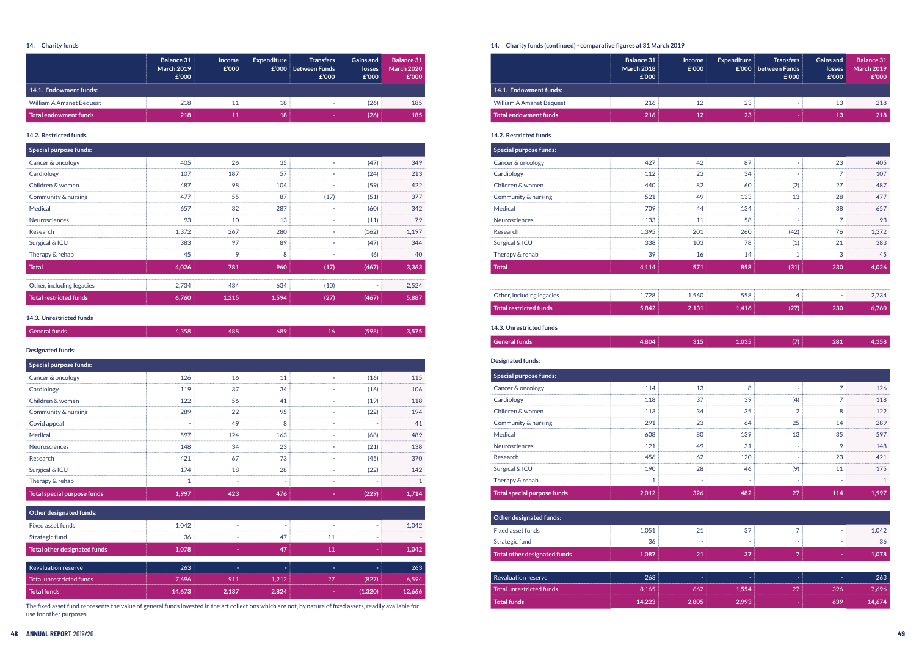### 14. Charity funds

|  | Balance 31 March 2019 £'000 | Income £'000 | Expenditure £'000 | Transfers between Funds £'000 | Gains and losses £'000 | Balance 31 March 2020 £'000 |
|---|---|---|---|---|---|---|
| **14.1. Endowment funds:** | | | | | | |
| William A Amanet Bequest | 218 | 11 | 18 | - | (26) | 185 |
| **Total endowment funds** | **218** | **11** | **18** | **-** | **(26)** | **185** |

#### 14.2. Restricted funds

| Special purpose funds: | | | | | | |
|---|---|---|---|---|---|---|
| Cancer & oncology | 405 | 26 | 35 | - | (47) | 349 |
| Cardiology | 107 | 187 | 57 | - | (24) | 213 |
| Children & women | 487 | 98 | 104 | - | (59) | 422 |
| Community & nursing | 477 | 55 | 87 | (17) | (51) | 377 |
| Medical | 657 | 32 | 287 | - | (60) | 342 |
| Neurosciences | 93 | 10 | 13 | - | (11) | 79 |
| Research | 1,372 | 267 | 280 | - | (162) | 1,197 |
| Surgical & ICU | 383 | 97 | 89 | - | (47) | 344 |
| Therapy & rehab | 45 | 9 | 8 | - | (6) | 40 |
| **Total** | **4,026** | **781** | **960** | **(17)** | **(467)** | **3,363** |
| Other, including legacies | 2,734 | 434 | 634 | (10) | - | 2,524 |
| **Total restricted funds** | **6,760** | **1,215** | **1,594** | **(27)** | **(467)** | **5,887** |

#### 14.3. Unrestricted funds

| | | | | | | |
|---|---|---|---|---|---|---|
| General funds | 4,358 | 488 | 689 | 16 | (598) | 3,575 |

**Designated funds:**

| Special purpose funds: | | | | | | |
|---|---|---|---|---|---|---|
| Cancer & oncology | 126 | 16 | 11 | - | (16) | 115 |
| Cardiology | 119 | 37 | 34 | - | (16) | 106 |
| Children & women | 122 | 56 | 41 | - | (19) | 118 |
| Community & nursing | 289 | 22 | 95 | - | (22) | 194 |
| Covid appeal | - | 49 | 8 | - | - | 41 |
| Medical | 597 | 124 | 163 | - | (68) | 489 |
| Neurosciences | 148 | 34 | 23 | - | (21) | 138 |
| Research | 421 | 67 | 73 | - | (45) | 370 |
| Surgical & ICU | 174 | 18 | 28 | - | (22) | 142 |
| Therapy & rehab | 1 | - | - | - | - | 1 |
| **Total special purpose funds** | **1,997** | **423** | **476** | **-** | **(229)** | **1,714** |

| Other designated funds: | | | | | | |
|---|---|---|---|---|---|---|
| Fixed asset funds | 1,042 | - | - | - | - | 1,042 |
| Strategic fund | 36 | - | 47 | 11 | - | - |
| **Total other designated funds** | **1,078** | **-** | **47** | **11** | **-** | **1,042** |
| Revaluation reserve | 263 | - | - | - | - | 263 |
| Total unrestricted funds | 7,696 | 911 | 1,212 | 27 | (827) | 6,594 |
| **Total funds** | **14,673** | **2,137** | **2,824** | **-** | **(1,320)** | **12,666** |

The fixed asset fund represents the value of general funds invested in the art collections which are not, by nature of fixed assets, readily available for use for other purposes.

### 14. Charity funds (continued) - comparative figures at 31 March 2019

|  | Balance 31 March 2018 £'000 | Income £'000 | Expenditure £'000 | Transfers between Funds £'000 | Gains and losses £'000 | Balance 31 March 2019 £'000 |
|---|---|---|---|---|---|---|
| **14.1. Endowment funds:** | | | | | | |
| William A Amanet Bequest | 216 | 12 | 23 | - | 13 | 218 |
| **Total endowment funds** | **216** | **12** | **23** | **-** | **13** | **218** |

#### 14.2. Restricted funds

| Special purpose funds: | | | | | | |
|---|---|---|---|---|---|---|
| Cancer & oncology | 427 | 42 | 87 | - | 23 | 405 |
| Cardiology | 112 | 23 | 34 | - | 7 | 107 |
| Children & women | 440 | 82 | 60 | (2) | 27 | 487 |
| Community & nursing | 521 | 49 | 133 | 13 | 28 | 477 |
| Medical | 709 | 44 | 134 | - | 38 | 657 |
| Neurosciences | 133 | 11 | 58 | - | 7 | 93 |
| Research | 1,395 | 201 | 260 | (42) | 76 | 1,372 |
| Surgical & ICU | 338 | 103 | 78 | (1) | 21 | 383 |
| Therapy & rehab | 39 | 16 | 14 | 1 | 3 | 45 |
| **Total** | **4,114** | **571** | **858** | **(31)** | **230** | **4,026** |
| Other, including legacies | 1,728 | 1,560 | 558 | 4 | - | 2,734 |
| **Total restricted funds** | **5,842** | **2,131** | **1,416** | **(27)** | **230** | **6,760** |

#### 14.3. Unrestricted funds

| | | | | | | |
|---|---|---|---|---|---|---|
| **General funds** | **4,804** | **315** | **1,035** | **(7)** | **281** | **4,358** |

**Designated funds:**

| Special purpose funds: | | | | | | |
|---|---|---|---|---|---|---|
| Cancer & oncology | 114 | 13 | 8 | - | 7 | 126 |
| Cardiology | 118 | 37 | 39 | (4) | 7 | 118 |
| Children & women | 113 | 34 | 35 | 2 | 8 | 122 |
| Community & nursing | 291 | 23 | 64 | 25 | 14 | 289 |
| Medical | 608 | 80 | 139 | 13 | 35 | 597 |
| Neurosciences | 121 | 49 | 31 | - | 9 | 148 |
| Research | 456 | 62 | 120 | - | 23 | 421 |
| Surgical & ICU | 190 | 28 | 46 | (9) | 11 | 175 |
| Therapy & rehab | 1 | - | - | - | - | 1 |
| **Total special purpose funds** | **2,012** | **326** | **482** | **27** | **114** | **1,997** |

| Other designated funds: | | | | | | |
|---|---|---|---|---|---|---|
| Fixed asset funds | 1,051 | 21 | 37 | 7 | - | 1,042 |
| Strategic fund | 36 | - | - | - | - | 36 |
| **Total other designated funds** | **1,087** | **21** | **37** | **7** | **-** | **1,078** |
| Revaluation reserve | 263 | - | - | - | - | 263 |
| Total unrestricted funds | 8,165 | 662 | 1,554 | 27 | 396 | 7,696 |
| **Total funds** | **14,223** | **2,805** | **2,993** | **-** | **639** | **14,674** |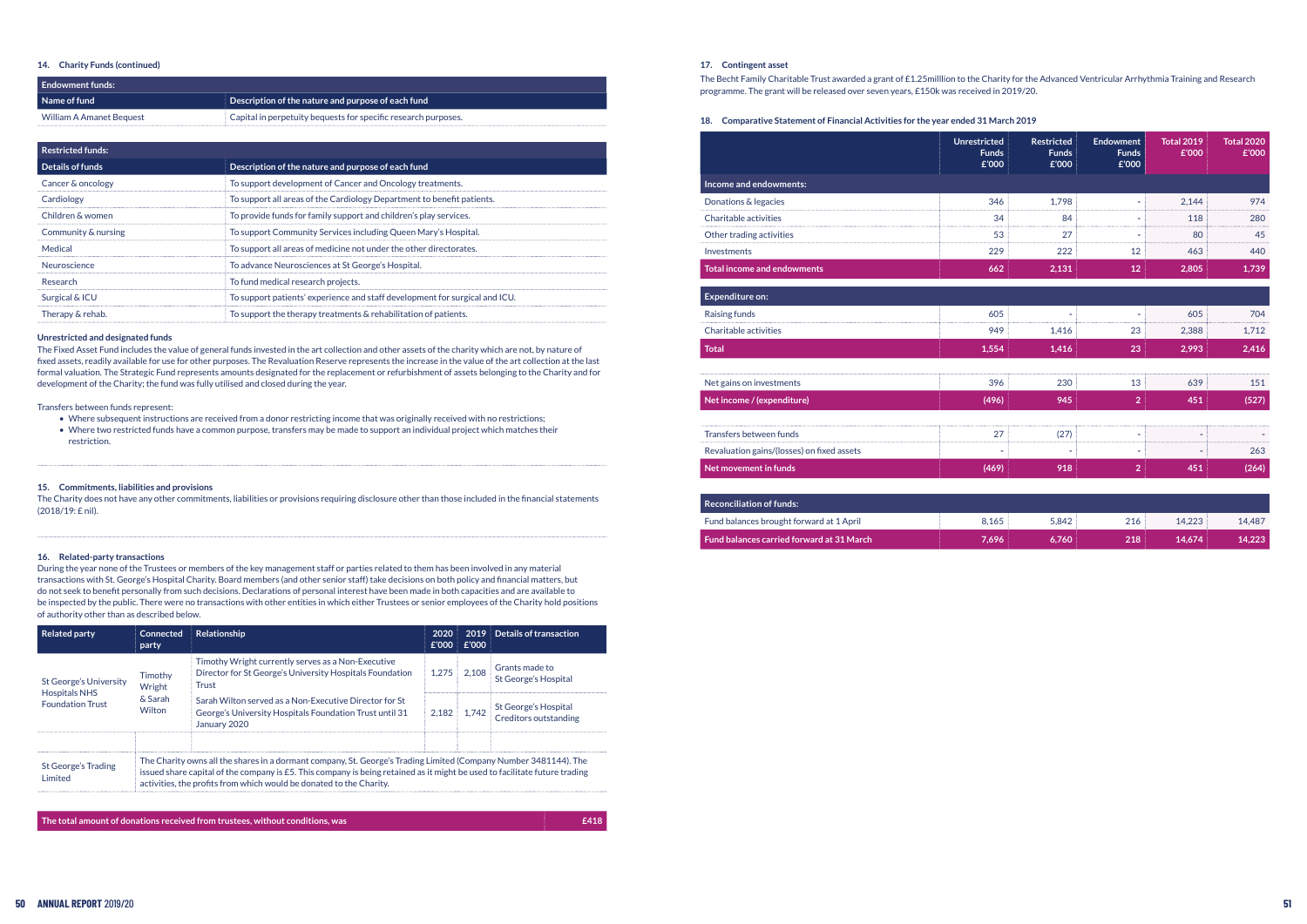### 14. Charity Funds (continued)

| Endowment funds: | |
|---|---|
| **Name of fund** | **Description of the nature and purpose of each fund** |
| William A Amanet Bequest | Capital in perpetuity bequests for specific research purposes. |

| Restricted funds: | |
|---|---|
| **Details of funds** | **Description of the nature and purpose of each fund** |
| Cancer & oncology | To support development of Cancer and Oncology treatments. |
| Cardiology | To support all areas of the Cardiology Department to benefit patients. |
| Children & women | To provide funds for family support and children's play services. |
| Community & nursing | To support Community Services including Queen Mary's Hospital. |
| Medical | To support all areas of medicine not under the other directorates. |
| Neuroscience | To advance Neurosciences at St George's Hospital. |
| Research | To fund medical research projects. |
| Surgical & ICU | To support patients' experience and staff development for surgical and ICU. |
| Therapy & rehab. | To support the therapy treatments & rehabilitation of patients. |

**Unrestricted and designated funds**

The Fixed Asset Fund includes the value of general funds invested in the art collection and other assets of the charity which are not, by nature of fixed assets, readily available for use for other purposes. The Revaluation Reserve represents the increase in the value of the art collection at the last formal valuation. The Strategic Fund represents amounts designated for the replacement or refurbishment of assets belonging to the Charity and for development of the Charity; the fund was fully utilised and closed during the year.

Transfers between funds represent:

- Where subsequent instructions are received from a donor restricting income that was originally received with no restrictions;
- Where two restricted funds have a common purpose, transfers may be made to support an individual project which matches their restriction.

### 15. Commitments, liabilities and provisions

The Charity does not have any other commitments, liabilities or provisions requiring disclosure other than those included in the financial statements (2018/19: £ nil).

### 16. Related-party transactions

During the year none of the Trustees or members of the key management staff or parties related to them has been involved in any material transactions with St. George's Hospital Charity. Board members (and other senior staff) take decisions on both policy and financial matters, but do not seek to benefit personally from such decisions. Declarations of personal interest have been made in both capacities and are available to be inspected by the public. There were no transactions with other entities in which either Trustees or senior employees of the Charity hold positions of authority other than as described below.

| Related party | Connected party | Relationship | 2020 £'000 | 2019 £'000 | Details of transaction |
|---|---|---|---|---|---|
| St George's University Hospitals NHS Foundation Trust | Timothy Wright & Sarah Wilton | Timothy Wright currently serves as a Non-Executive Director for St George's University Hospitals Foundation Trust | 1,275 | 2,108 | Grants made to St George's Hospital |
| | | Sarah Wilton served as a Non-Executive Director for St George's University Hospitals Foundation Trust until 31 January 2020 | 2,182 | 1,742 | St George's Hospital Creditors outstanding |
| St George's Trading Limited | The Charity owns all the shares in a dormant company, St. George's Trading Limited (Company Number 3481144). The issued share capital of the company is £5. This company is being retained as it might be used to facilitate future trading activities, the profits from which would be donated to the Charity. | | | | |

| The total amount of donations received from trustees, without conditions, was | £418 |
|---|---|

### 17. Contingent asset

The Becht Family Charitable Trust awarded a grant of £1.25milllion to the Charity for the Advanced Ventricular Arrhythmia Training and Research programme. The grant will be released over seven years, £150k was received in 2019/20.

### 18. Comparative Statement of Financial Activities for the year ended 31 March 2019

| | Unrestricted Funds £'000 | Restricted Funds £'000 | Endowment Funds £'000 | Total 2019 £'000 | Total 2020 £'000 |
|---|---|---|---|---|---|
| **Income and endowments:** | | | | | |
| Donations & legacies | 346 | 1,798 | - | 2,144 | 974 |
| Charitable activities | 34 | 84 | - | 118 | 280 |
| Other trading activities | 53 | 27 | - | 80 | 45 |
| Investments | 229 | 222 | 12 | 463 | 440 |
| **Total income and endowments** | **662** | **2,131** | **12** | **2,805** | **1,739** |
| **Expenditure on:** | | | | | |
| Raising funds | 605 | - | - | 605 | 704 |
| Charitable activities | 949 | 1,416 | 23 | 2,388 | 1,712 |
| **Total** | **1,554** | **1,416** | **23** | **2,993** | **2,416** |
| Net gains on investments | 396 | 230 | 13 | 639 | 151 |
| **Net income / (expenditure)** | **(496)** | **945** | **2** | **451** | **(527)** |
| Transfers between funds | 27 | (27) | - | - | - |
| Revaluation gains/(losses) on fixed assets | - | - | - | - | 263 |
| **Net movement in funds** | **(469)** | **918** | **2** | **451** | **(264)** |
| **Reconciliation of funds:** | | | | | |
| Fund balances brought forward at 1 April | 8,165 | 5,842 | 216 | 14,223 | 14,487 |
| **Fund balances carried forward at 31 March** | **7,696** | **6,760** | **218** | **14,674** | **14,223** |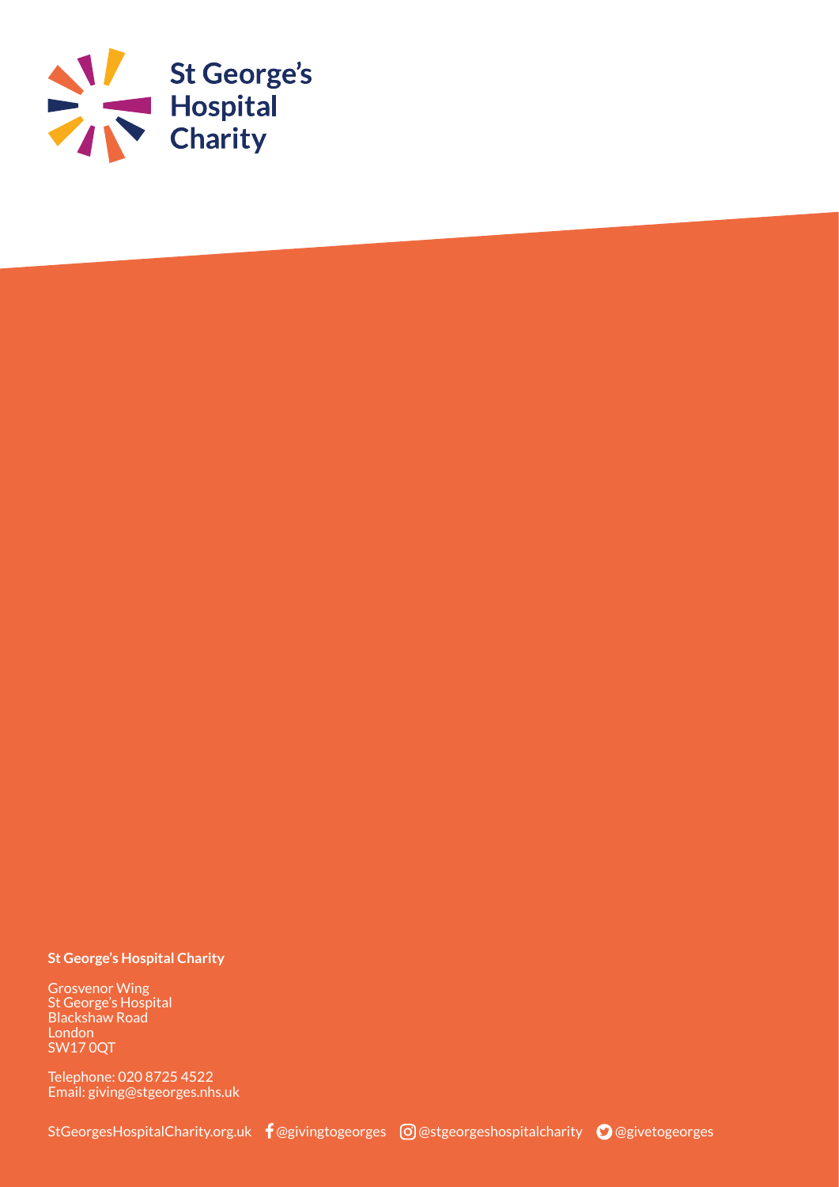St George's Hospital Charity

**St George's Hospital Charity**

Grosvenor Wing
St George's Hospital
Blackshaw Road
London
SW17 0QT

Telephone: 020 8725 4522
Email: giving@stgeorges.nhs.uk

StGeorgesHospitalCharity.org.uk @givingtogeorges @stgeorgeshospitalcharity @givetogeorges